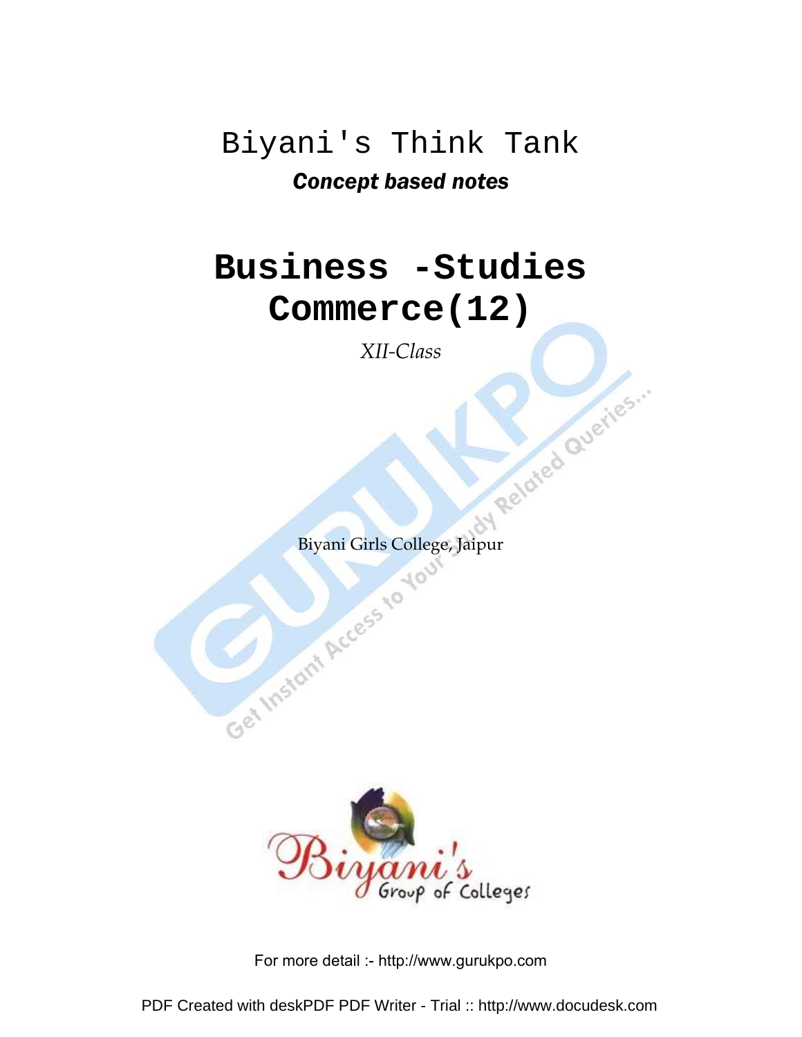# Biyani's Think Tank

***Concept based notes***

# Business -Studies Commerce(12)

*XII-Class*

Biyani Girls College, Jaipur

Biyani's Group of Colleges

For more detail :- http://www.gurukpo.com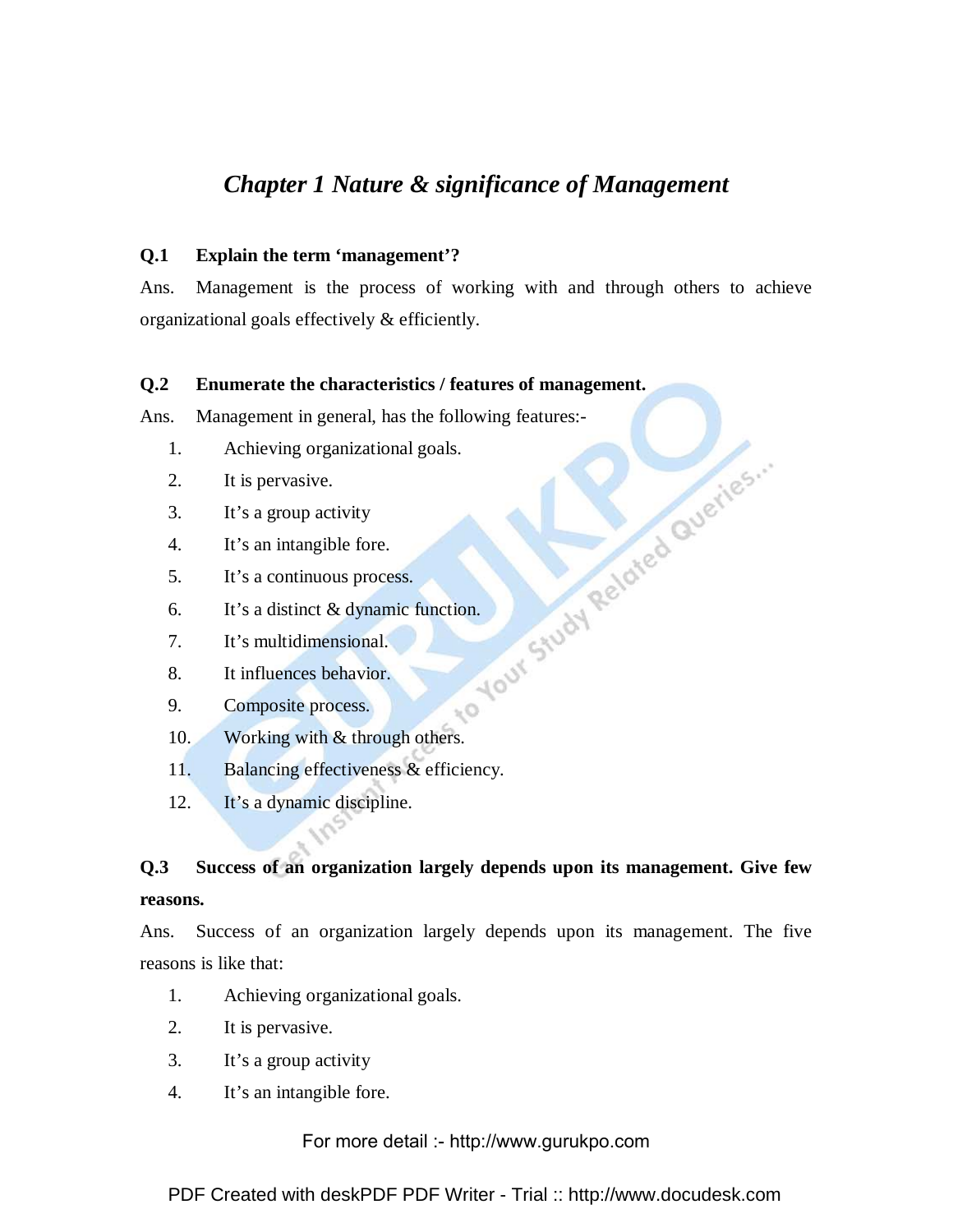## *Chapter 1 Nature & significance of Management*

**Q.1 Explain the term 'management'?**

Ans. Management is the process of working with and through others to achieve organizational goals effectively & efficiently.

**Q.2 Enumerate the characteristics / features of management.**

Ans. Management in general, has the following features:-

1. Achieving organizational goals.
2. It is pervasive.
3. It's a group activity
4. It's an intangible fore.
5. It's a continuous process.
6. It's a distinct & dynamic function.
7. It's multidimensional.
8. It influences behavior.
9. Composite process.
10. Working with & through others.
11. Balancing effectiveness & efficiency.
12. It's a dynamic discipline.

**Q.3 Success of an organization largely depends upon its management. Give few reasons.**

Ans. Success of an organization largely depends upon its management. The five reasons is like that:

1. Achieving organizational goals.
2. It is pervasive.
3. It's a group activity
4. It's an intangible fore.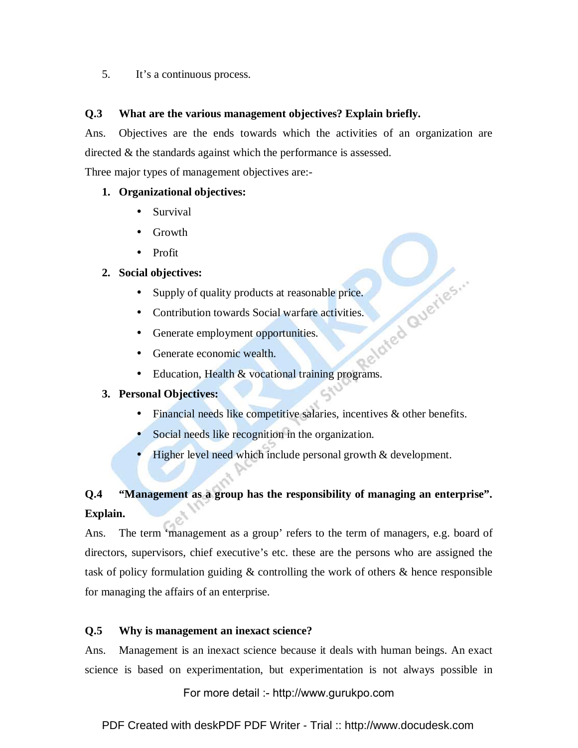5. It's a continuous process.

**Q.3 What are the various management objectives? Explain briefly.**

Ans. Objectives are the ends towards which the activities of an organization are directed & the standards against which the performance is assessed.

Three major types of management objectives are:-

1. **Organizational objectives:**
    - Survival
    - Growth
    - Profit
2. **Social objectives:**
    - Supply of quality products at reasonable price.
    - Contribution towards Social warfare activities.
    - Generate employment opportunities.
    - Generate economic wealth.
    - Education, Health & vocational training programs.
3. **Personal Objectives:**
    - Financial needs like competitive salaries, incentives & other benefits.
    - Social needs like recognition in the organization.
    - Higher level need which include personal growth & development.

**Q.4 "Management as a group has the responsibility of managing an enterprise". Explain.**

Ans. The term 'management as a group' refers to the term of managers, e.g. board of directors, supervisors, chief executive's etc. these are the persons who are assigned the task of policy formulation guiding & controlling the work of others & hence responsible for managing the affairs of an enterprise.

**Q.5 Why is management an inexact science?**

Ans. Management is an inexact science because it deals with human beings. An exact science is based on experimentation, but experimentation is not always possible in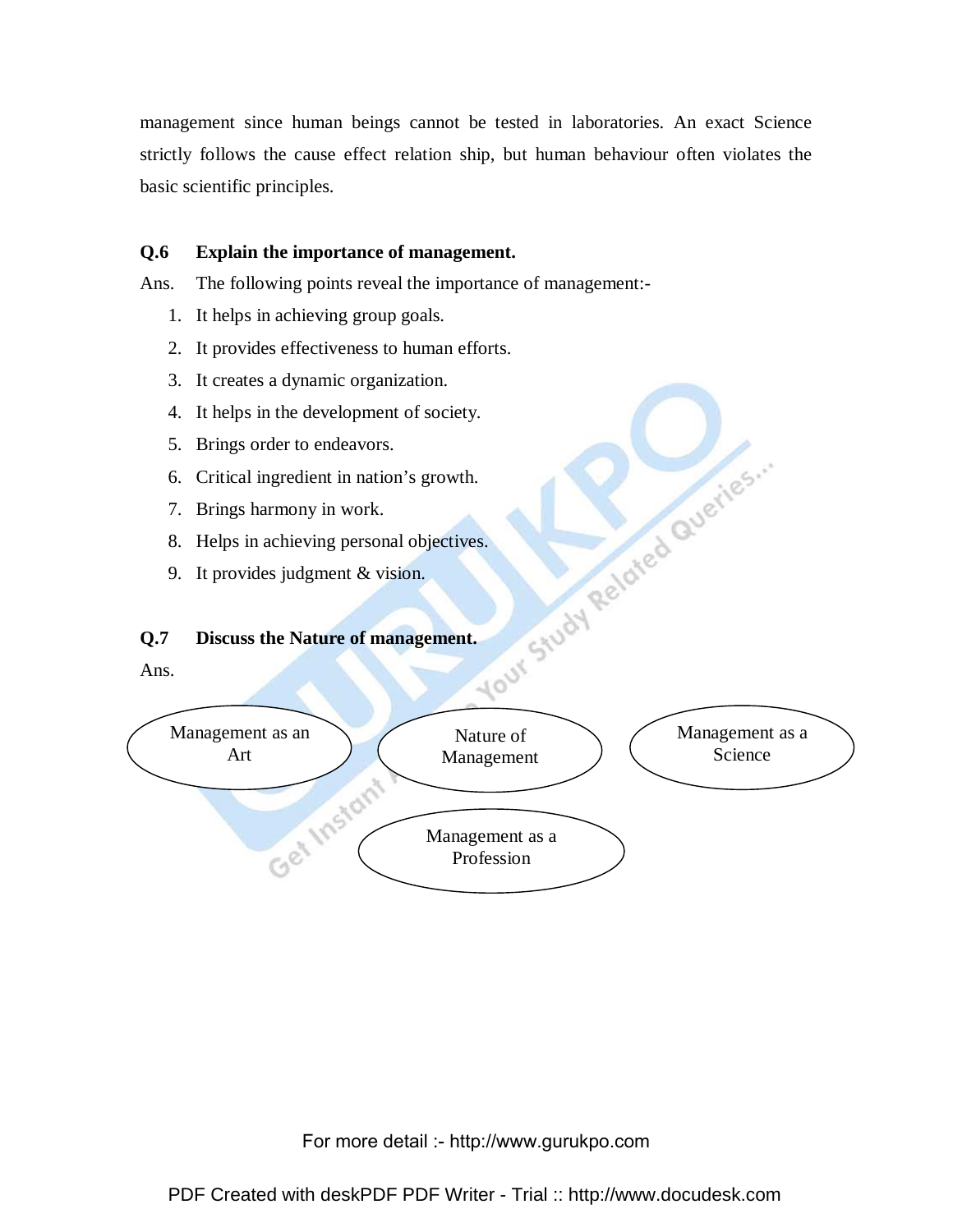management since human beings cannot be tested in laboratories. An exact Science strictly follows the cause effect relation ship, but human behaviour often violates the basic scientific principles.

**Q.6 Explain the importance of management.**

Ans. The following points reveal the importance of management:-

1. It helps in achieving group goals.
2. It provides effectiveness to human efforts.
3. It creates a dynamic organization.
4. It helps in the development of society.
5. Brings order to endeavors.
6. Critical ingredient in nation's growth.
7. Brings harmony in work.
8. Helps in achieving personal objectives.
9. It provides judgment & vision.

**Q.7 Discuss the Nature of management.**

Ans.

Management as an Art

Nature of Management

Management as a Science

Management as a Profession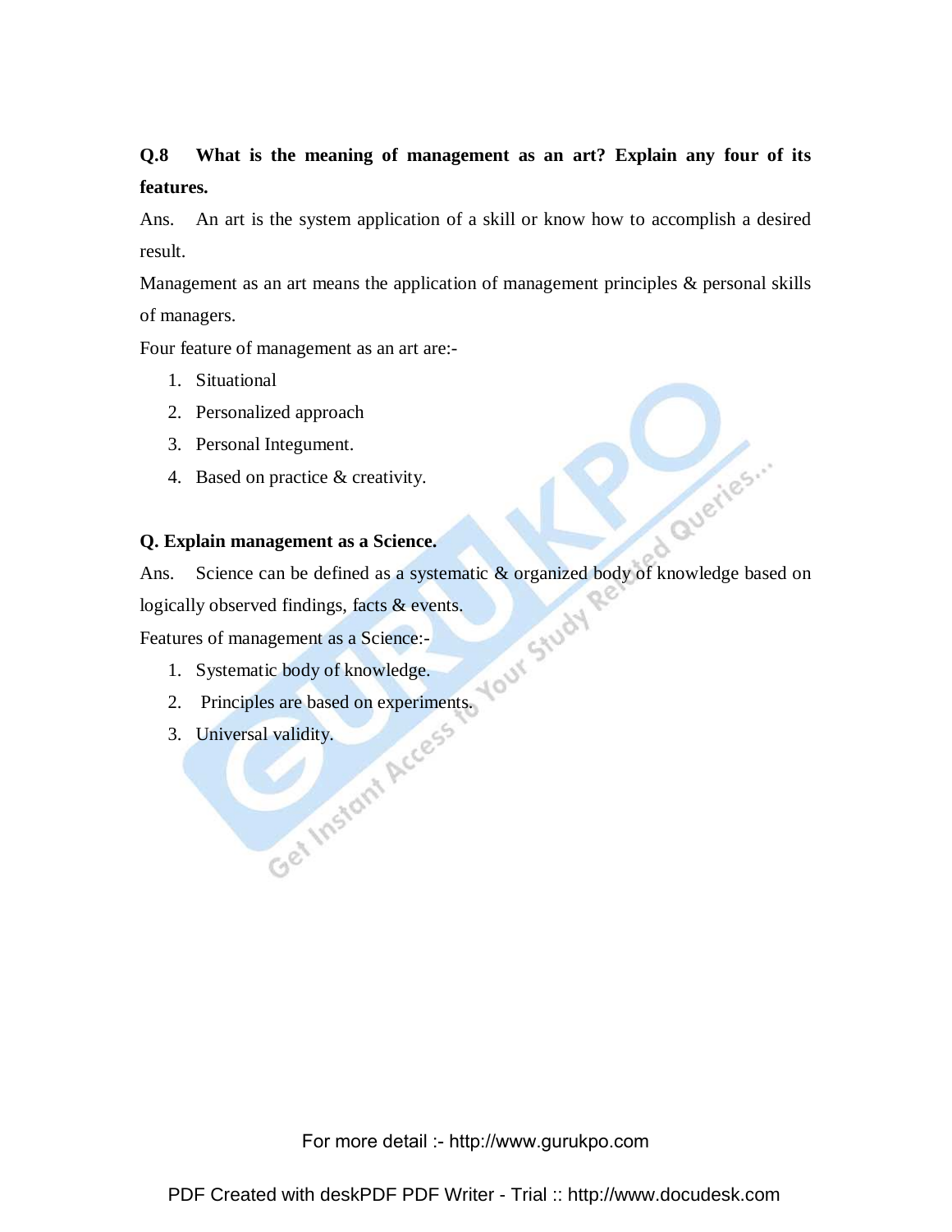**Q.8 What is the meaning of management as an art? Explain any four of its features.**

Ans. An art is the system application of a skill or know how to accomplish a desired result.

Management as an art means the application of management principles & personal skills of managers.

Four feature of management as an art are:-

1. Situational
2. Personalized approach
3. Personal Integument.
4. Based on practice & creativity.

**Q. Explain management as a Science.**

Ans. Science can be defined as a systematic & organized body of knowledge based on logically observed findings, facts & events.

Features of management as a Science:-

1. Systematic body of knowledge.
2. Principles are based on experiments.
3. Universal validity.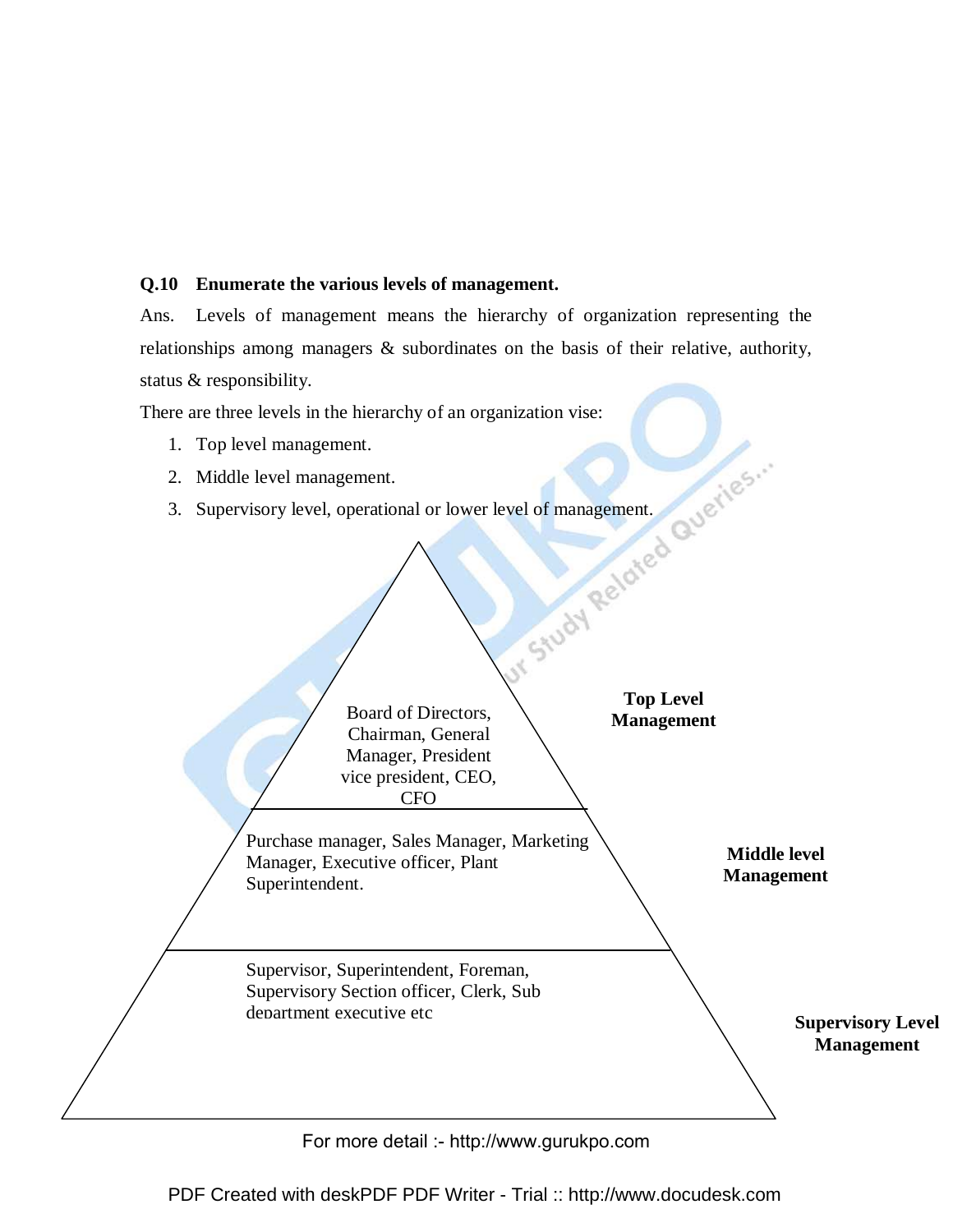**Q.10 Enumerate the various levels of management.**

Ans. Levels of management means the hierarchy of organization representing the relationships among managers & subordinates on the basis of their relative, authority, status & responsibility.

There are three levels in the hierarchy of an organization vise:

1. Top level management.
2. Middle level management.
3. Supervisory level, operational or lower level of management.

| Level | Positions |
|---|---|
| **Top Level Management** | Board of Directors, Chairman, General Manager, President vice president, CEO, CFO |
| **Middle level Management** | Purchase manager, Sales Manager, Marketing Manager, Executive officer, Plant Superintendent. |
| **Supervisory Level Management** | Supervisor, Superintendent, Foreman, Supervisory Section officer, Clerk, Sub department executive etc |

For more detail :- http://www.gurukpo.com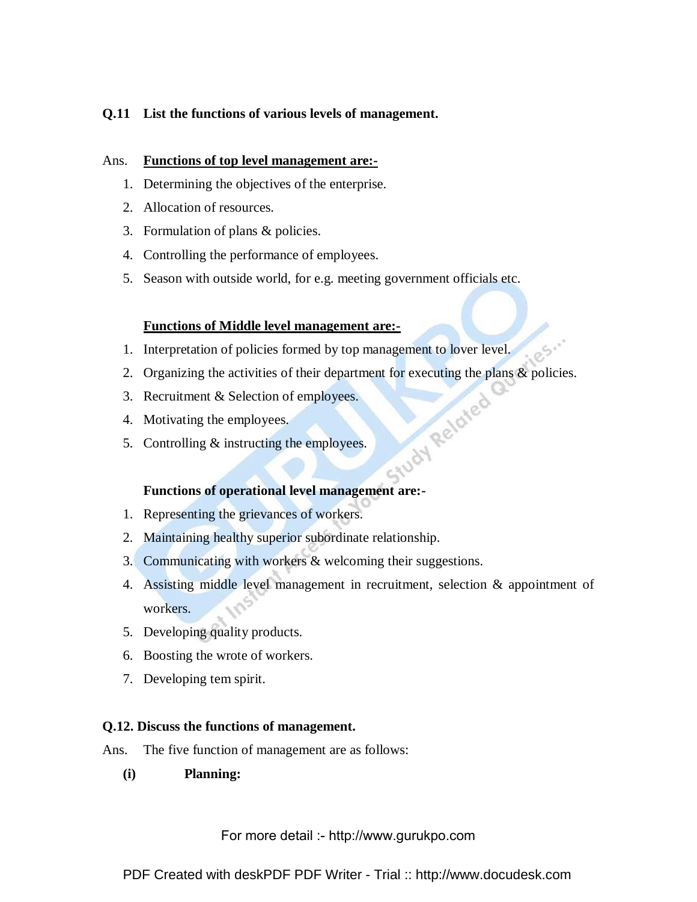**Q.11 List the functions of various levels of management.**

Ans. **Functions of top level management are:-**

1. Determining the objectives of the enterprise.
2. Allocation of resources.
3. Formulation of plans & policies.
4. Controlling the performance of employees.
5. Season with outside world, for e.g. meeting government officials etc.

**Functions of Middle level management are:-**

1. Interpretation of policies formed by top management to lover level.
2. Organizing the activities of their department for executing the plans & policies.
3. Recruitment & Selection of employees.
4. Motivating the employees.
5. Controlling & instructing the employees.

**Functions of operational level management are:-**

1. Representing the grievances of workers.
2. Maintaining healthy superior subordinate relationship.
3. Communicating with workers & welcoming their suggestions.
4. Assisting middle level management in recruitment, selection & appointment of workers.
5. Developing quality products.
6. Boosting the wrote of workers.
7. Developing tem spirit.

**Q.12. Discuss the functions of management.**

Ans. The five function of management are as follows:

**(i) Planning:**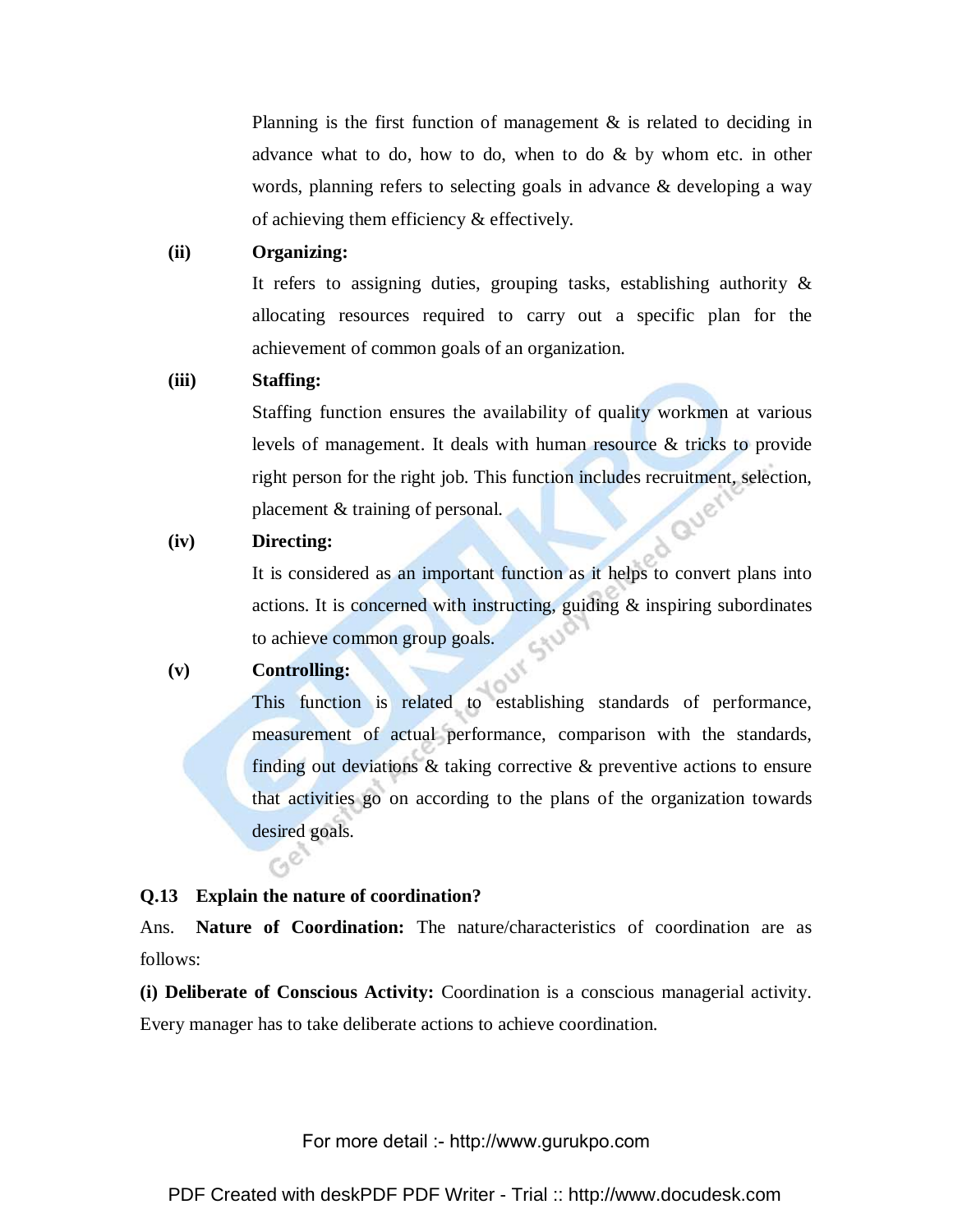Planning is the first function of management & is related to deciding in advance what to do, how to do, when to do & by whom etc. in other words, planning refers to selecting goals in advance & developing a way of achieving them efficiency & effectively.

**(ii) Organizing:**

It refers to assigning duties, grouping tasks, establishing authority & allocating resources required to carry out a specific plan for the achievement of common goals of an organization.

**(iii) Staffing:**

Staffing function ensures the availability of quality workmen at various levels of management. It deals with human resource & tricks to provide right person for the right job. This function includes recruitment, selection, placement & training of personal.

**(iv) Directing:**

It is considered as an important function as it helps to convert plans into actions. It is concerned with instructing, guiding & inspiring subordinates to achieve common group goals.

**(v) Controlling:**

This function is related to establishing standards of performance, measurement of actual performance, comparison with the standards, finding out deviations & taking corrective & preventive actions to ensure that activities go on according to the plans of the organization towards desired goals.

**Q.13 Explain the nature of coordination?**

Ans. **Nature of Coordination:** The nature/characteristics of coordination are as follows:

**(i) Deliberate of Conscious Activity:** Coordination is a conscious managerial activity. Every manager has to take deliberate actions to achieve coordination.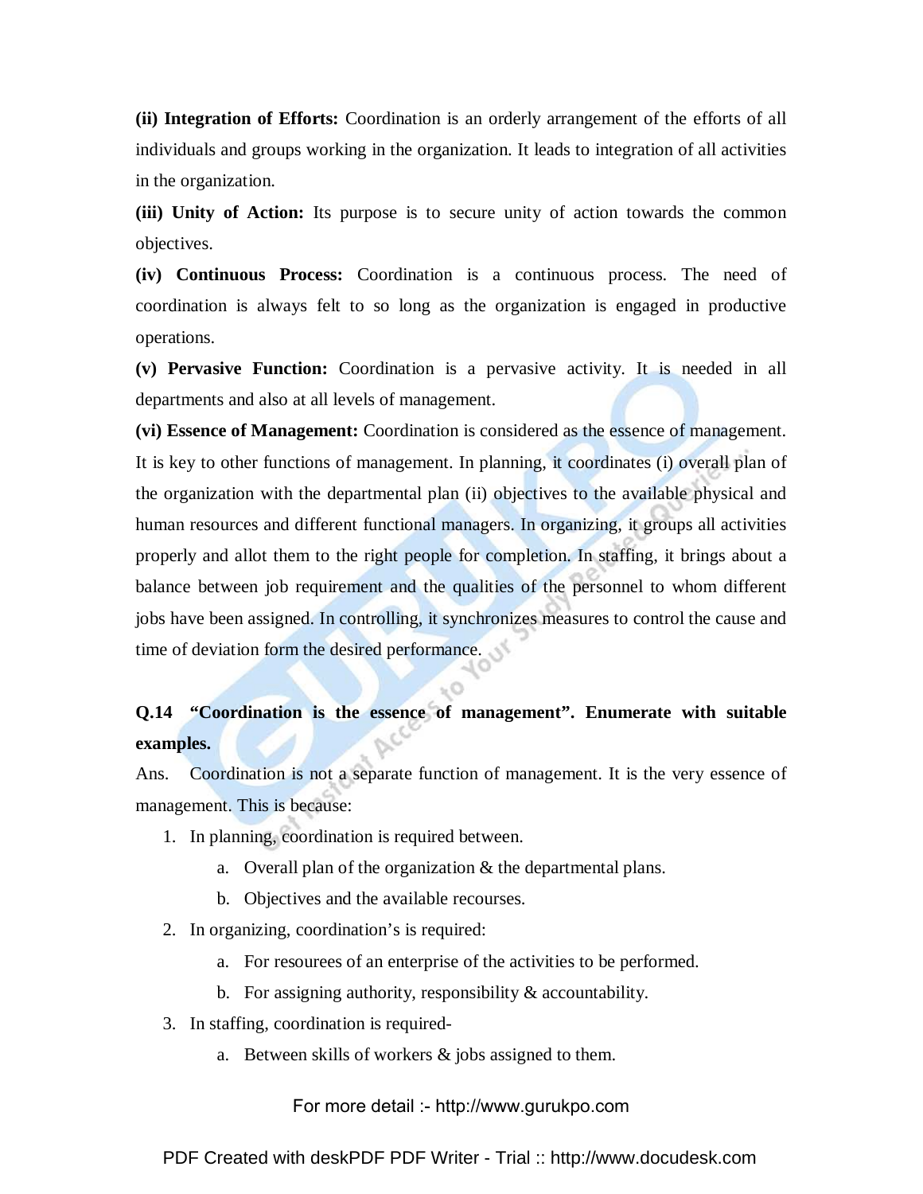**(ii) Integration of Efforts:** Coordination is an orderly arrangement of the efforts of all individuals and groups working in the organization. It leads to integration of all activities in the organization.

**(iii) Unity of Action:** Its purpose is to secure unity of action towards the common objectives.

**(iv) Continuous Process:** Coordination is a continuous process. The need of coordination is always felt to so long as the organization is engaged in productive operations.

**(v) Pervasive Function:** Coordination is a pervasive activity. It is needed in all departments and also at all levels of management.

**(vi) Essence of Management:** Coordination is considered as the essence of management. It is key to other functions of management. In planning, it coordinates (i) overall plan of the organization with the departmental plan (ii) objectives to the available physical and human resources and different functional managers. In organizing, it groups all activities properly and allot them to the right people for completion. In staffing, it brings about a balance between job requirement and the qualities of the personnel to whom different jobs have been assigned. In controlling, it synchronizes measures to control the cause and time of deviation form the desired performance.

**Q.14 "Coordination is the essence of management". Enumerate with suitable examples.**

Ans. Coordination is not a separate function of management. It is the very essence of management. This is because:

1. In planning, coordination is required between.
   a. Overall plan of the organization & the departmental plans.
   b. Objectives and the available recourses.
2. In organizing, coordination's is required:
   a. For resourees of an enterprise of the activities to be performed.
   b. For assigning authority, responsibility & accountability.
3. In staffing, coordination is required-
   a. Between skills of workers & jobs assigned to them.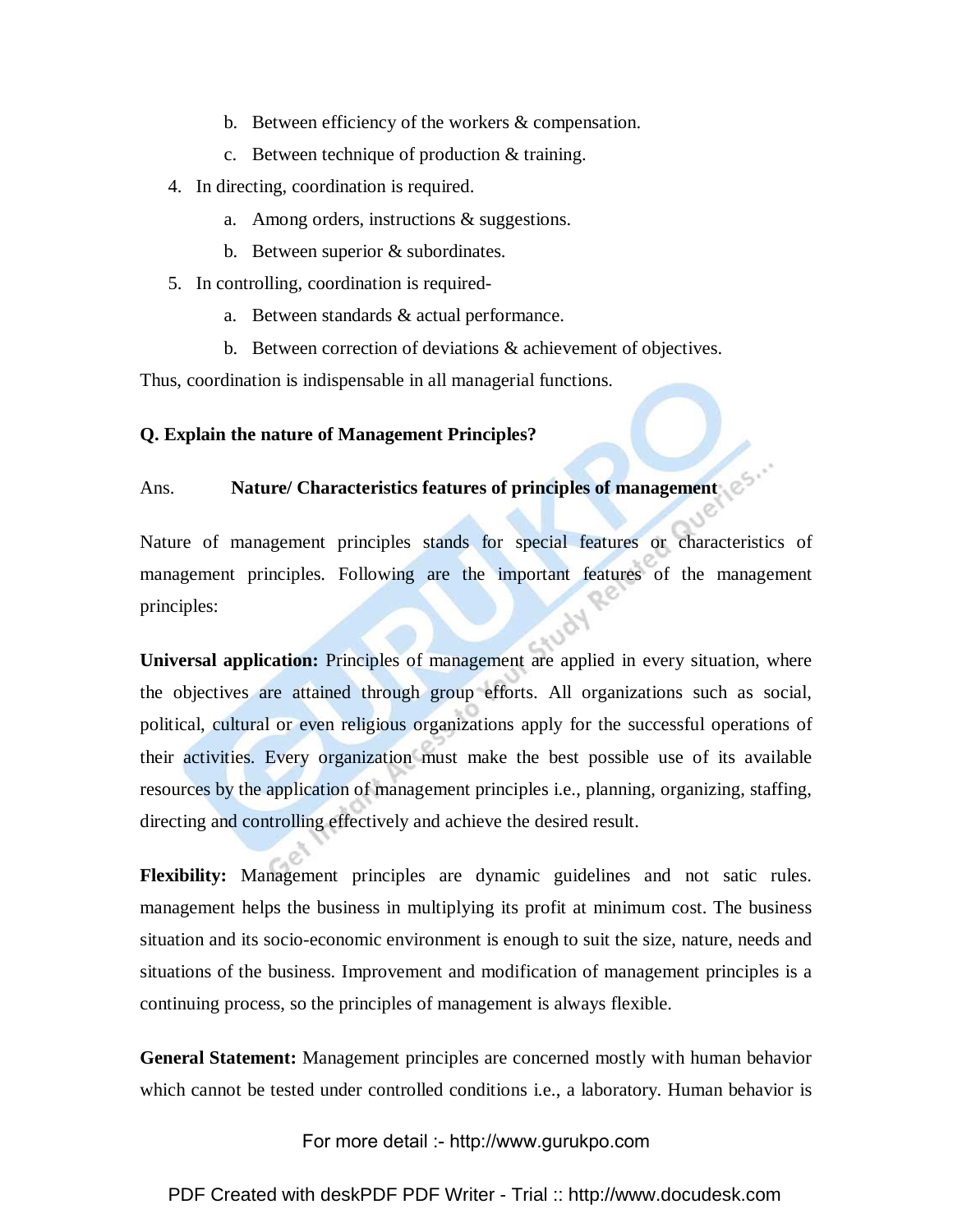b. Between efficiency of the workers & compensation.

c. Between technique of production & training.

4. In directing, coordination is required.

    a. Among orders, instructions & suggestions.

    b. Between superior & subordinates.

5. In controlling, coordination is required-

    a. Between standards & actual performance.

    b. Between correction of deviations & achievement of objectives.

Thus, coordination is indispensable in all managerial functions.

**Q. Explain the nature of Management Principles?**

Ans. **Nature/ Characteristics features of principles of management**

Nature of management principles stands for special features or characteristics of management principles. Following are the important features of the management principles:

**Universal application:** Principles of management are applied in every situation, where the objectives are attained through group efforts. All organizations such as social, political, cultural or even religious organizations apply for the successful operations of their activities. Every organization must make the best possible use of its available resources by the application of management principles i.e., planning, organizing, staffing, directing and controlling effectively and achieve the desired result.

**Flexibility:** Management principles are dynamic guidelines and not satic rules. management helps the business in multiplying its profit at minimum cost. The business situation and its socio-economic environment is enough to suit the size, nature, needs and situations of the business. Improvement and modification of management principles is a continuing process, so the principles of management is always flexible.

**General Statement:** Management principles are concerned mostly with human behavior which cannot be tested under controlled conditions i.e., a laboratory. Human behavior is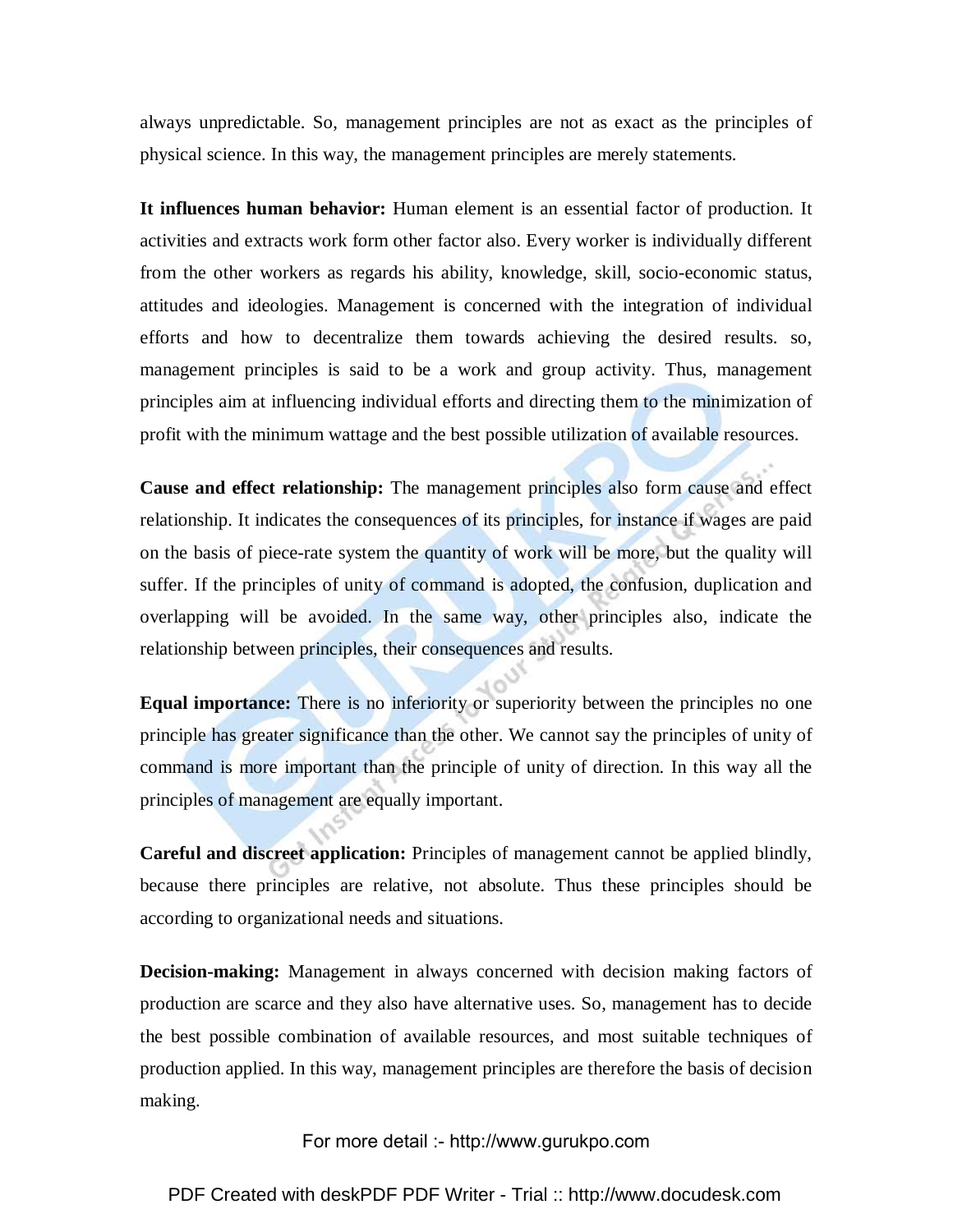always unpredictable. So, management principles are not as exact as the principles of physical science. In this way, the management principles are merely statements.

**It influences human behavior:** Human element is an essential factor of production. It activities and extracts work form other factor also. Every worker is individually different from the other workers as regards his ability, knowledge, skill, socio-economic status, attitudes and ideologies. Management is concerned with the integration of individual efforts and how to decentralize them towards achieving the desired results. so, management principles is said to be a work and group activity. Thus, management principles aim at influencing individual efforts and directing them to the minimization of profit with the minimum wattage and the best possible utilization of available resources.

**Cause and effect relationship:** The management principles also form cause and effect relationship. It indicates the consequences of its principles, for instance if wages are paid on the basis of piece-rate system the quantity of work will be more, but the quality will suffer. If the principles of unity of command is adopted, the confusion, duplication and overlapping will be avoided. In the same way, other principles also, indicate the relationship between principles, their consequences and results.

**Equal importance:** There is no inferiority or superiority between the principles no one principle has greater significance than the other. We cannot say the principles of unity of command is more important than the principle of unity of direction. In this way all the principles of management are equally important.

**Careful and discreet application:** Principles of management cannot be applied blindly, because there principles are relative, not absolute. Thus these principles should be according to organizational needs and situations.

**Decision-making:** Management in always concerned with decision making factors of production are scarce and they also have alternative uses. So, management has to decide the best possible combination of available resources, and most suitable techniques of production applied. In this way, management principles are therefore the basis of decision making.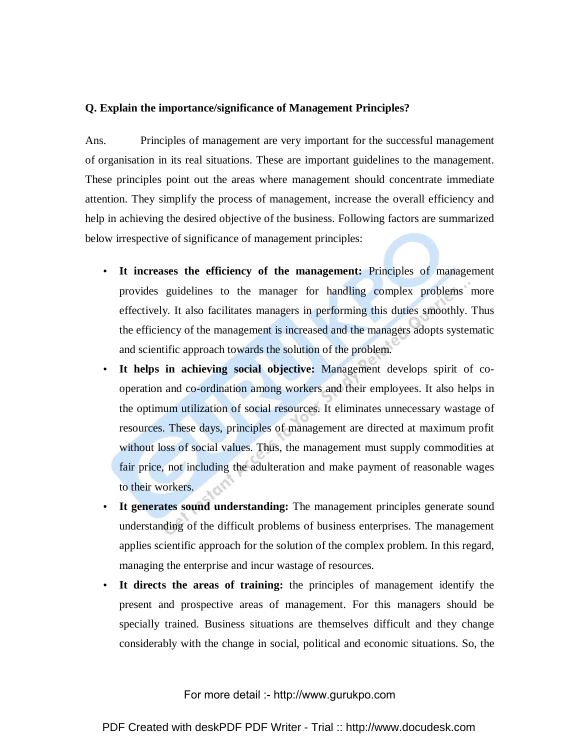**Q. Explain the importance/significance of Management Principles?**

Ans. Principles of management are very important for the successful management of organisation in its real situations. These are important guidelines to the management. These principles point out the areas where management should concentrate immediate attention. They simplify the process of management, increase the overall efficiency and help in achieving the desired objective of the business. Following factors are summarized below irrespective of significance of management principles:

- **It increases the efficiency of the management:** Principles of management provides guidelines to the manager for handling complex problems more effectively. It also facilitates managers in performing this duties smoothly. Thus the efficiency of the management is increased and the managers adopts systematic and scientific approach towards the solution of the problem.
- **It helps in achieving social objective:** Management develops spirit of co-operation and co-ordination among workers and their employees. It also helps in the optimum utilization of social resources. It eliminates unnecessary wastage of resources. These days, principles of management are directed at maximum profit without loss of social values. Thus, the management must supply commodities at fair price, not including the adulteration and make payment of reasonable wages to their workers.
- **It generates sound understanding:** The management principles generate sound understanding of the difficult problems of business enterprises. The management applies scientific approach for the solution of the complex problem. In this regard, managing the enterprise and incur wastage of resources.
- **It directs the areas of training:** the principles of management identify the present and prospective areas of management. For this managers should be specially trained. Business situations are themselves difficult and they change considerably with the change in social, political and economic situations. So, the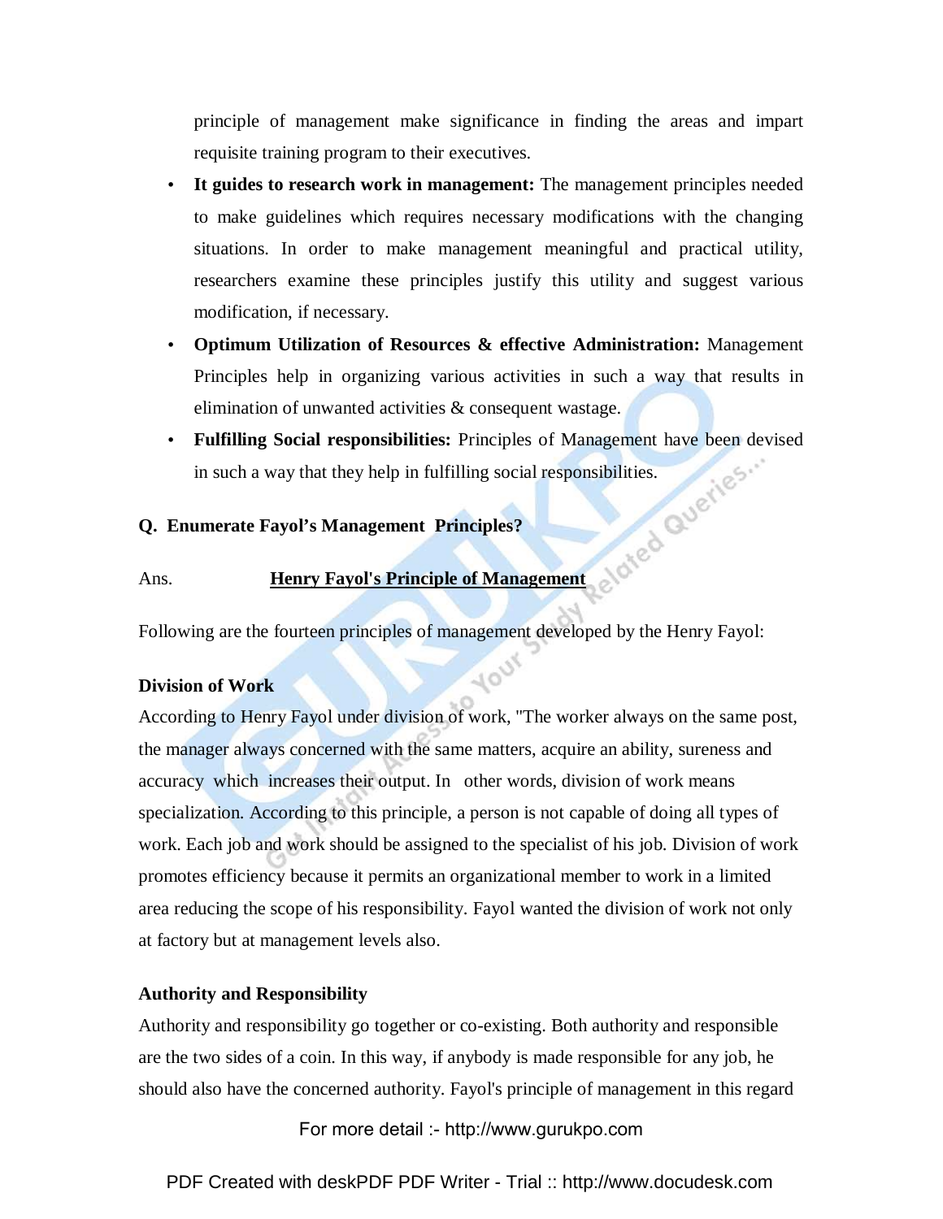principle of management make significance in finding the areas and impart requisite training program to their executives.

- **It guides to research work in management:** The management principles needed to make guidelines which requires necessary modifications with the changing situations. In order to make management meaningful and practical utility, researchers examine these principles justify this utility and suggest various modification, if necessary.
- **Optimum Utilization of Resources & effective Administration:** Management Principles help in organizing various activities in such a way that results in elimination of unwanted activities & consequent wastage.
- **Fulfilling Social responsibilities:** Principles of Management have been devised in such a way that they help in fulfilling social responsibilities.

**Q. Enumerate Fayol's Management Principles?**

Ans. **<u>Henry Fayol's Principle of Management</u>**

Following are the fourteen principles of management developed by the Henry Fayol:

**Division of Work**

According to Henry Fayol under division of work, "The worker always on the same post, the manager always concerned with the same matters, acquire an ability, sureness and accuracy which increases their output. In other words, division of work means specialization. According to this principle, a person is not capable of doing all types of work. Each job and work should be assigned to the specialist of his job. Division of work promotes efficiency because it permits an organizational member to work in a limited area reducing the scope of his responsibility. Fayol wanted the division of work not only at factory but at management levels also.

**Authority and Responsibility**

Authority and responsibility go together or co-existing. Both authority and responsible are the two sides of a coin. In this way, if anybody is made responsible for any job, he should also have the concerned authority. Fayol's principle of management in this regard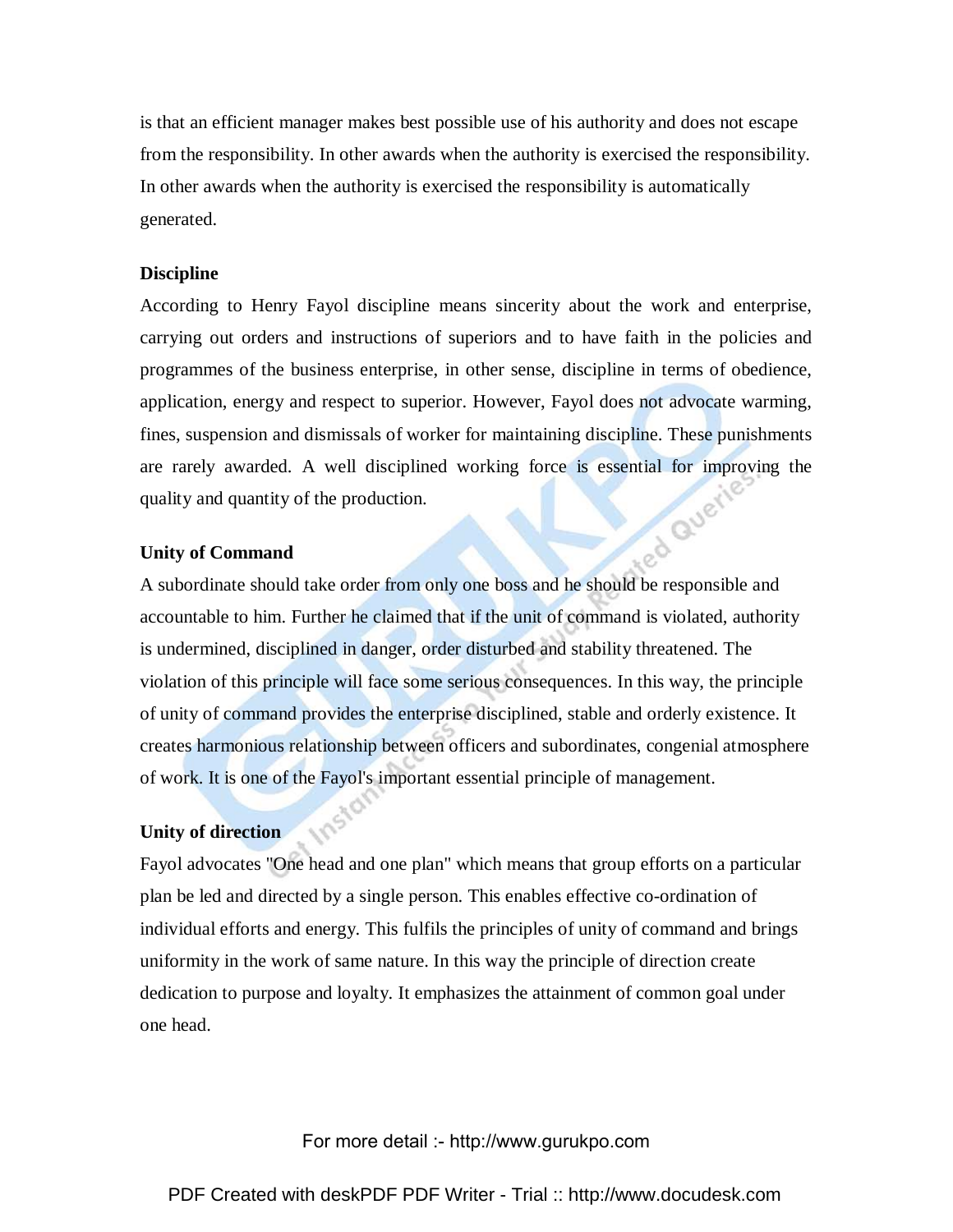is that an efficient manager makes best possible use of his authority and does not escape from the responsibility. In other awards when the authority is exercised the responsibility. In other awards when the authority is exercised the responsibility is automatically generated.

**Discipline**

According to Henry Fayol discipline means sincerity about the work and enterprise, carrying out orders and instructions of superiors and to have faith in the policies and programmes of the business enterprise, in other sense, discipline in terms of obedience, application, energy and respect to superior. However, Fayol does not advocate warming, fines, suspension and dismissals of worker for maintaining discipline. These punishments are rarely awarded. A well disciplined working force is essential for improving the quality and quantity of the production.

**Unity of Command**

A subordinate should take order from only one boss and he should be responsible and accountable to him. Further he claimed that if the unit of command is violated, authority is undermined, disciplined in danger, order disturbed and stability threatened. The violation of this principle will face some serious consequences. In this way, the principle of unity of command provides the enterprise disciplined, stable and orderly existence. It creates harmonious relationship between officers and subordinates, congenial atmosphere of work. It is one of the Fayol's important essential principle of management.

**Unity of direction**

Fayol advocates "One head and one plan" which means that group efforts on a particular plan be led and directed by a single person. This enables effective co-ordination of individual efforts and energy. This fulfils the principles of unity of command and brings uniformity in the work of same nature. In this way the principle of direction create dedication to purpose and loyalty. It emphasizes the attainment of common goal under one head.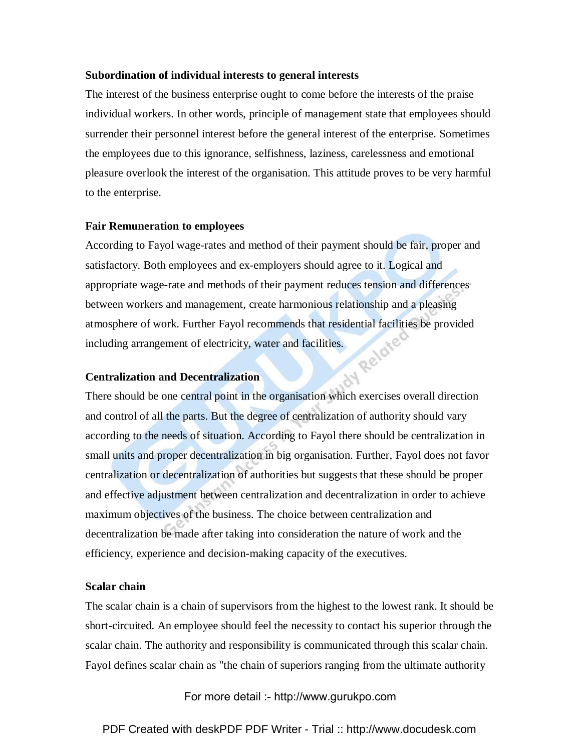**Subordination of individual interests to general interests**

The interest of the business enterprise ought to come before the interests of the praise individual workers. In other words, principle of management state that employees should surrender their personnel interest before the general interest of the enterprise. Sometimes the employees due to this ignorance, selfishness, laziness, carelessness and emotional pleasure overlook the interest of the organisation. This attitude proves to be very harmful to the enterprise.

**Fair Remuneration to employees**

According to Fayol wage-rates and method of their payment should be fair, proper and satisfactory. Both employees and ex-employers should agree to it. Logical and appropriate wage-rate and methods of their payment reduces tension and differences between workers and management, create harmonious relationship and a pleasing atmosphere of work. Further Fayol recommends that residential facilities be provided including arrangement of electricity, water and facilities.

**Centralization and Decentralization**

There should be one central point in the organisation which exercises overall direction and control of all the parts. But the degree of centralization of authority should vary according to the needs of situation. According to Fayol there should be centralization in small units and proper decentralization in big organisation. Further, Fayol does not favor centralization or decentralization of authorities but suggests that these should be proper and effective adjustment between centralization and decentralization in order to achieve maximum objectives of the business. The choice between centralization and decentralization be made after taking into consideration the nature of work and the efficiency, experience and decision-making capacity of the executives.

**Scalar chain**

The scalar chain is a chain of supervisors from the highest to the lowest rank. It should be short-circuited. An employee should feel the necessity to contact his superior through the scalar chain. The authority and responsibility is communicated through this scalar chain. Fayol defines scalar chain as "the chain of superiors ranging from the ultimate authority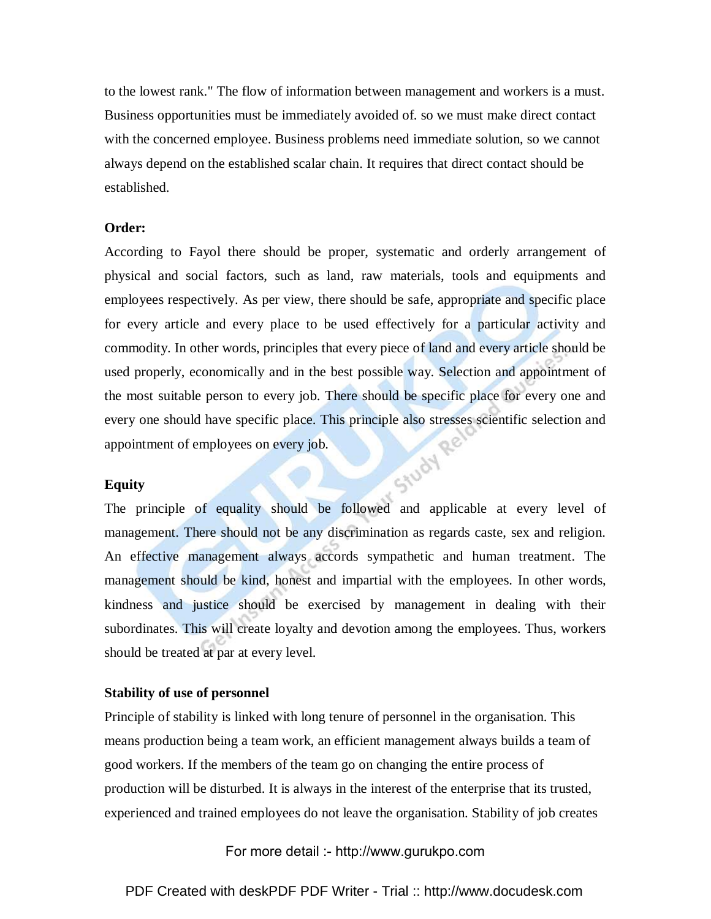to the lowest rank." The flow of information between management and workers is a must. Business opportunities must be immediately avoided of. so we must make direct contact with the concerned employee. Business problems need immediate solution, so we cannot always depend on the established scalar chain. It requires that direct contact should be established.

**Order:**

According to Fayol there should be proper, systematic and orderly arrangement of physical and social factors, such as land, raw materials, tools and equipments and employees respectively. As per view, there should be safe, appropriate and specific place for every article and every place to be used effectively for a particular activity and commodity. In other words, principles that every piece of land and every article should be used properly, economically and in the best possible way. Selection and appointment of the most suitable person to every job. There should be specific place for every one and every one should have specific place. This principle also stresses scientific selection and appointment of employees on every job.

**Equity**

The principle of equality should be followed and applicable at every level of management. There should not be any discrimination as regards caste, sex and religion. An effective management always accords sympathetic and human treatment. The management should be kind, honest and impartial with the employees. In other words, kindness and justice should be exercised by management in dealing with their subordinates. This will create loyalty and devotion among the employees. Thus, workers should be treated at par at every level.

**Stability of use of personnel**

Principle of stability is linked with long tenure of personnel in the organisation. This means production being a team work, an efficient management always builds a team of good workers. If the members of the team go on changing the entire process of production will be disturbed. It is always in the interest of the enterprise that its trusted, experienced and trained employees do not leave the organisation. Stability of job creates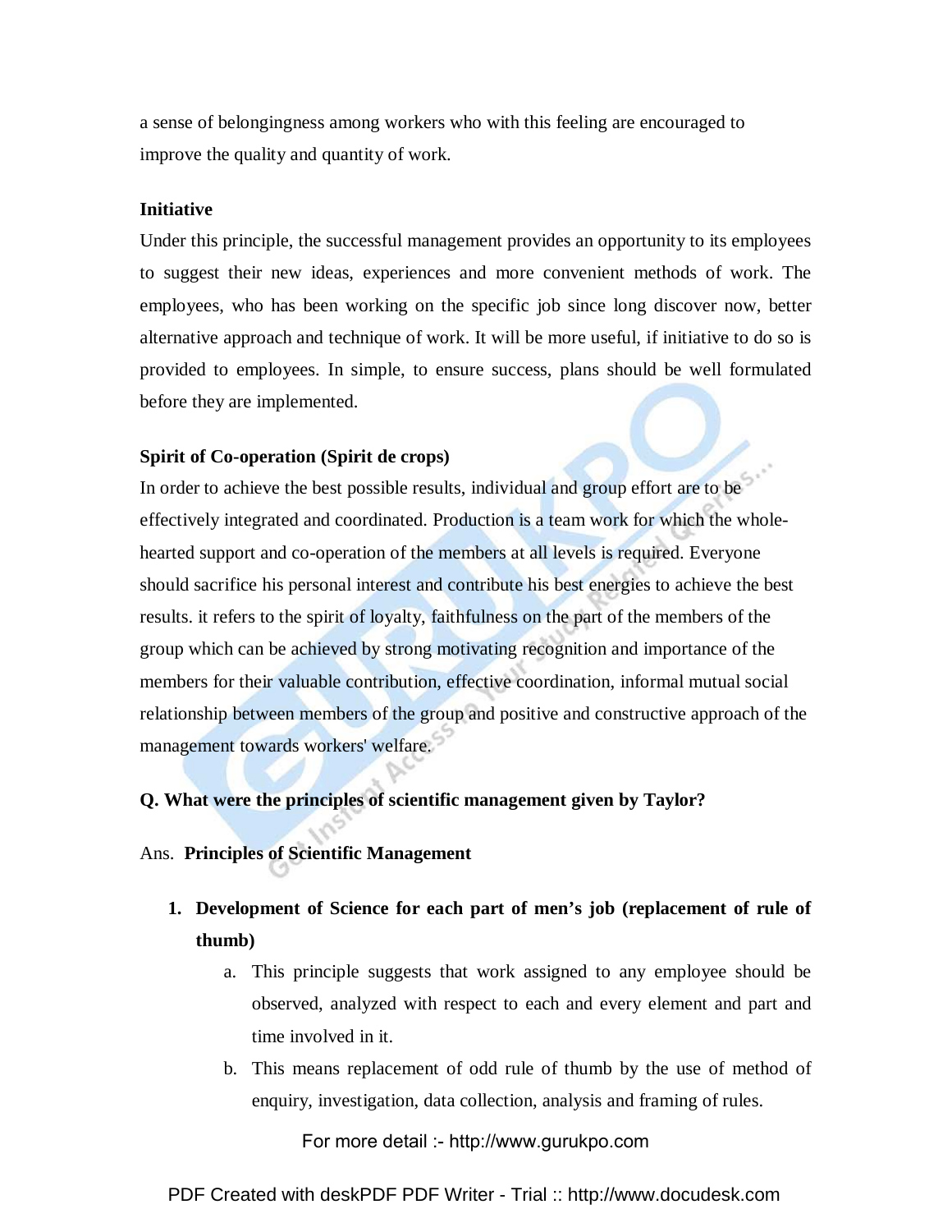a sense of belongingness among workers who with this feeling are encouraged to improve the quality and quantity of work.

**Initiative**

Under this principle, the successful management provides an opportunity to its employees to suggest their new ideas, experiences and more convenient methods of work. The employees, who has been working on the specific job since long discover now, better alternative approach and technique of work. It will be more useful, if initiative to do so is provided to employees. In simple, to ensure success, plans should be well formulated before they are implemented.

**Spirit of Co-operation (Spirit de crops)**

In order to achieve the best possible results, individual and group effort are to be effectively integrated and coordinated. Production is a team work for which the whole-hearted support and co-operation of the members at all levels is required. Everyone should sacrifice his personal interest and contribute his best energies to achieve the best results. it refers to the spirit of loyalty, faithfulness on the part of the members of the group which can be achieved by strong motivating recognition and importance of the members for their valuable contribution, effective coordination, informal mutual social relationship between members of the group and positive and constructive approach of the management towards workers' welfare.

**Q. What were the principles of scientific management given by Taylor?**

Ans. **Principles of Scientific Management**

1. **Development of Science for each part of men's job (replacement of rule of thumb)**
   a. This principle suggests that work assigned to any employee should be observed, analyzed with respect to each and every element and part and time involved in it.
   b. This means replacement of odd rule of thumb by the use of method of enquiry, investigation, data collection, analysis and framing of rules.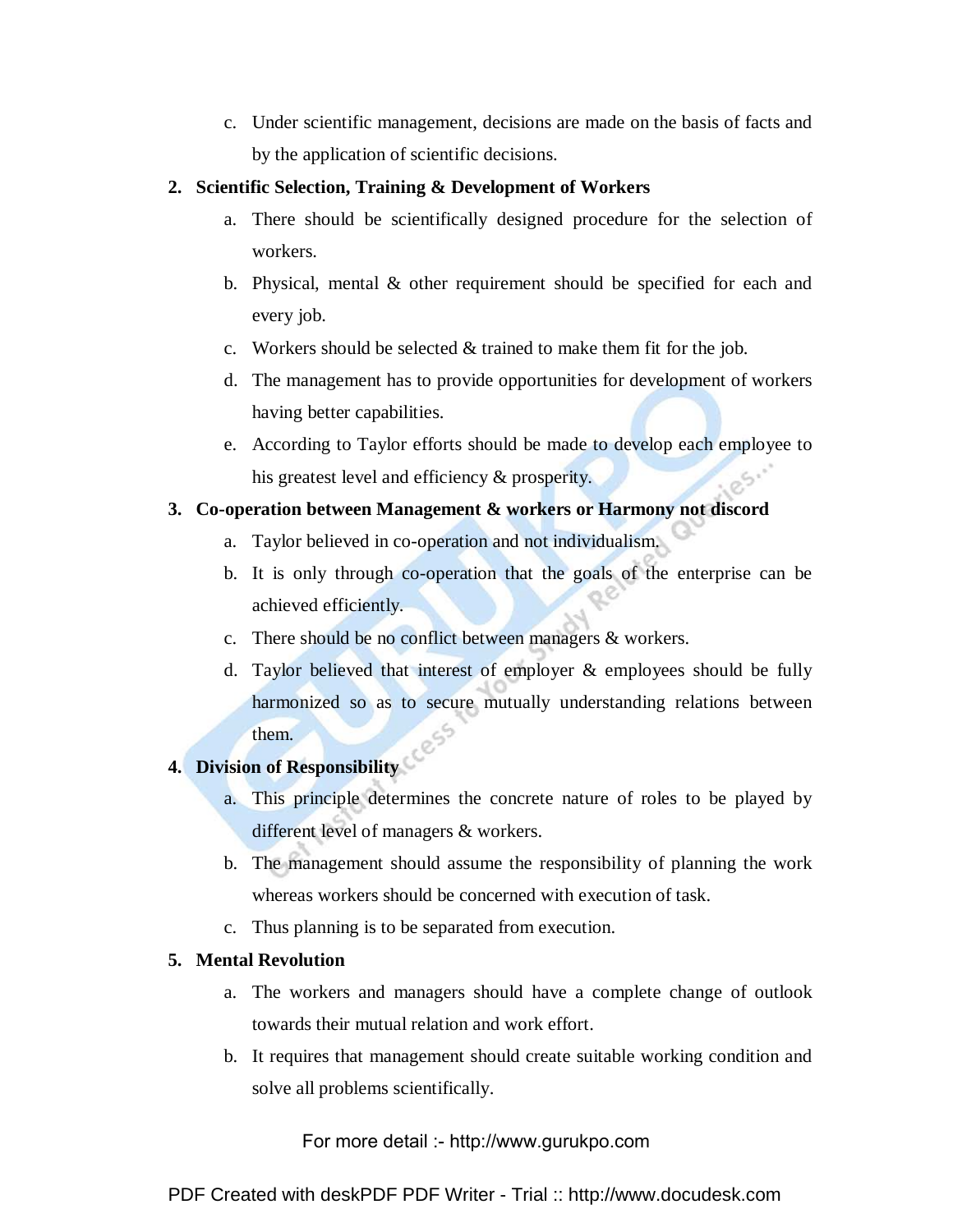c. Under scientific management, decisions are made on the basis of facts and by the application of scientific decisions.

2. **Scientific Selection, Training & Development of Workers**
    a. There should be scientifically designed procedure for the selection of workers.
    b. Physical, mental & other requirement should be specified for each and every job.
    c. Workers should be selected & trained to make them fit for the job.
    d. The management has to provide opportunities for development of workers having better capabilities.
    e. According to Taylor efforts should be made to develop each employee to his greatest level and efficiency & prosperity.

3. **Co-operation between Management & workers or Harmony not discord**
    a. Taylor believed in co-operation and not individualism.
    b. It is only through co-operation that the goals of the enterprise can be achieved efficiently.
    c. There should be no conflict between managers & workers.
    d. Taylor believed that interest of employer & employees should be fully harmonized so as to secure mutually understanding relations between them.

4. **Division of Responsibility**
    a. This principle determines the concrete nature of roles to be played by different level of managers & workers.
    b. The management should assume the responsibility of planning the work whereas workers should be concerned with execution of task.
    c. Thus planning is to be separated from execution.

5. **Mental Revolution**
    a. The workers and managers should have a complete change of outlook towards their mutual relation and work effort.
    b. It requires that management should create suitable working condition and solve all problems scientifically.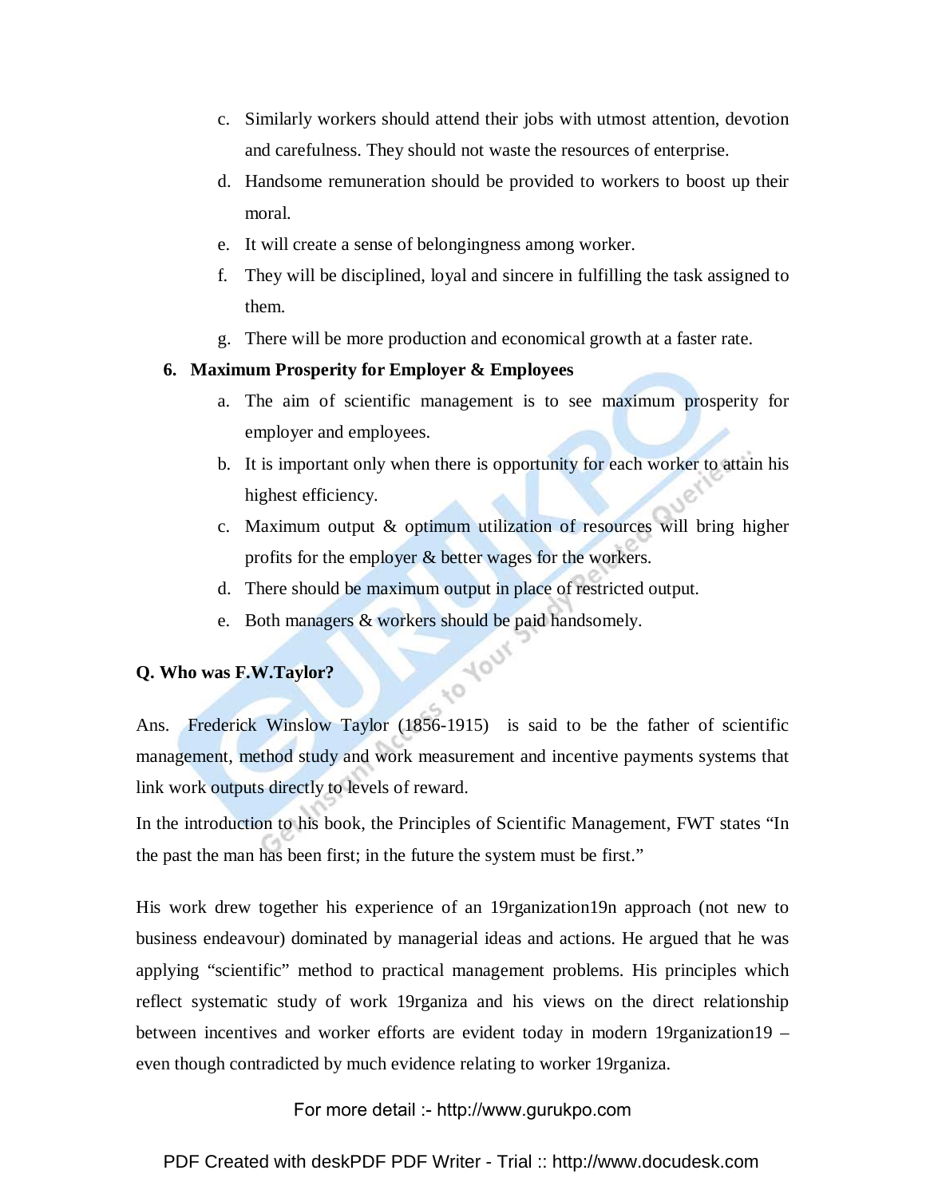c. Similarly workers should attend their jobs with utmost attention, devotion and carefulness. They should not waste the resources of enterprise.
d. Handsome remuneration should be provided to workers to boost up their moral.
e. It will create a sense of belongingness among worker.
f. They will be disciplined, loyal and sincere in fulfilling the task assigned to them.
g. There will be more production and economical growth at a faster rate.

**6. Maximum Prosperity for Employer & Employees**

a. The aim of scientific management is to see maximum prosperity for employer and employees.
b. It is important only when there is opportunity for each worker to attain his highest efficiency.
c. Maximum output & optimum utilization of resources will bring higher profits for the employer & better wages for the workers.
d. There should be maximum output in place of restricted output.
e. Both managers & workers should be paid handsomely.

**Q. Who was F.W.Taylor?**

Ans. Frederick Winslow Taylor (1856-1915) is said to be the father of scientific management, method study and work measurement and incentive payments systems that link work outputs directly to levels of reward.

In the introduction to his book, the Principles of Scientific Management, FWT states "In the past the man has been first; in the future the system must be first."

His work drew together his experience of an 19rganization19n approach (not new to business endeavour) dominated by managerial ideas and actions. He argued that he was applying "scientific" method to practical management problems. His principles which reflect systematic study of work 19rganiza and his views on the direct relationship between incentives and worker efforts are evident today in modern 19rganization19 – even though contradicted by much evidence relating to worker 19rganiza.

For more detail :- http://www.gurukpo.com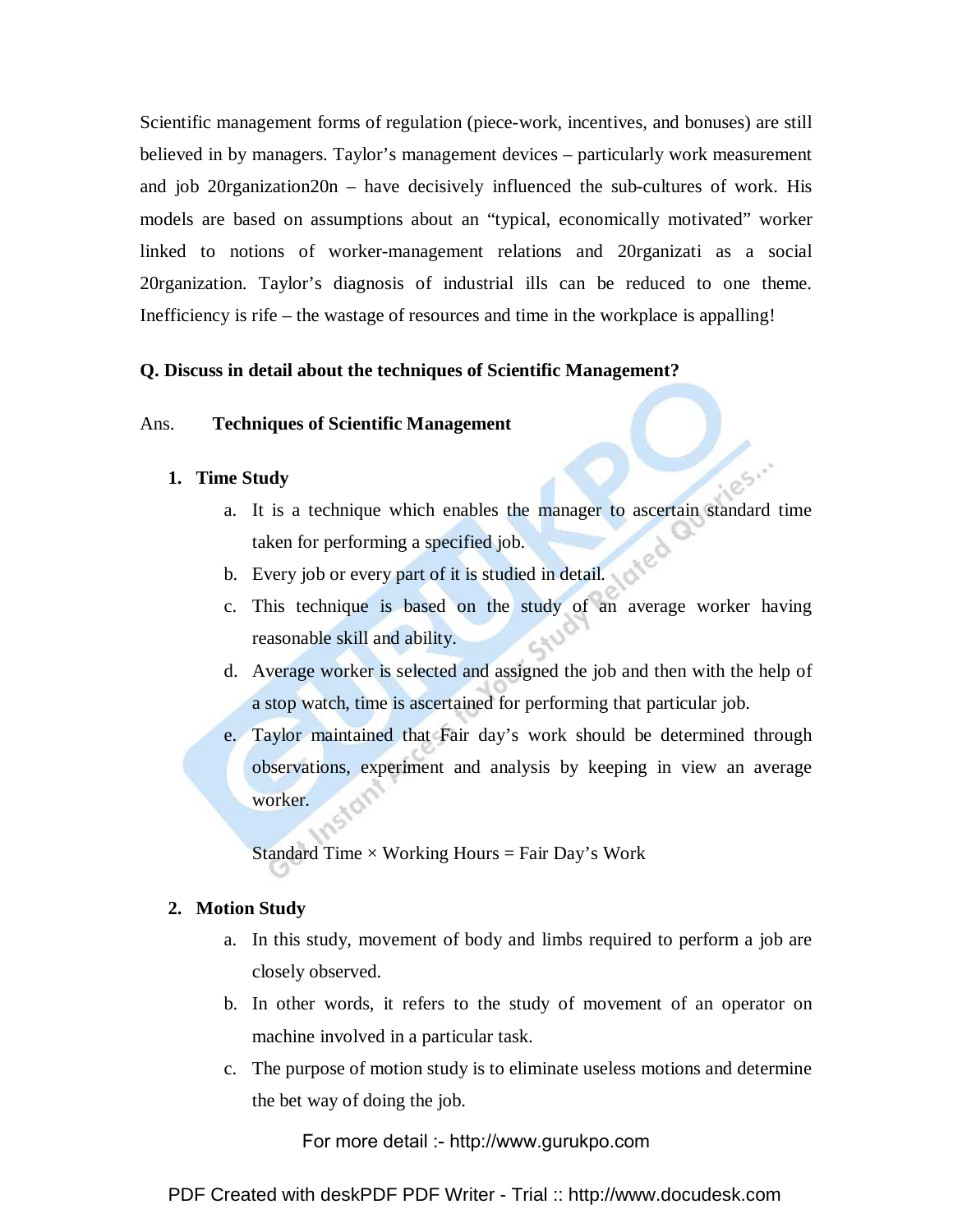Scientific management forms of regulation (piece-work, incentives, and bonuses) are still believed in by managers. Taylor's management devices – particularly work measurement and job 20rganization20n – have decisively influenced the sub-cultures of work. His models are based on assumptions about an "typical, economically motivated" worker linked to notions of worker-management relations and 20rganizati as a social 20rganization. Taylor's diagnosis of industrial ills can be reduced to one theme. Inefficiency is rife – the wastage of resources and time in the workplace is appalling!

**Q. Discuss in detail about the techniques of Scientific Management?**

Ans. **Techniques of Scientific Management**

1. **Time Study**
   a. It is a technique which enables the manager to ascertain standard time taken for performing a specified job.
   b. Every job or every part of it is studied in detail.
   c. This technique is based on the study of an average worker having reasonable skill and ability.
   d. Average worker is selected and assigned the job and then with the help of a stop watch, time is ascertained for performing that particular job.
   e. Taylor maintained that Fair day's work should be determined through observations, experiment and analysis by keeping in view an average worker.

   Standard Time × Working Hours = Fair Day's Work

2. **Motion Study**
   a. In this study, movement of body and limbs required to perform a job are closely observed.
   b. In other words, it refers to the study of movement of an operator on machine involved in a particular task.
   c. The purpose of motion study is to eliminate useless motions and determine the bet way of doing the job.

For more detail :- http://www.gurukpo.com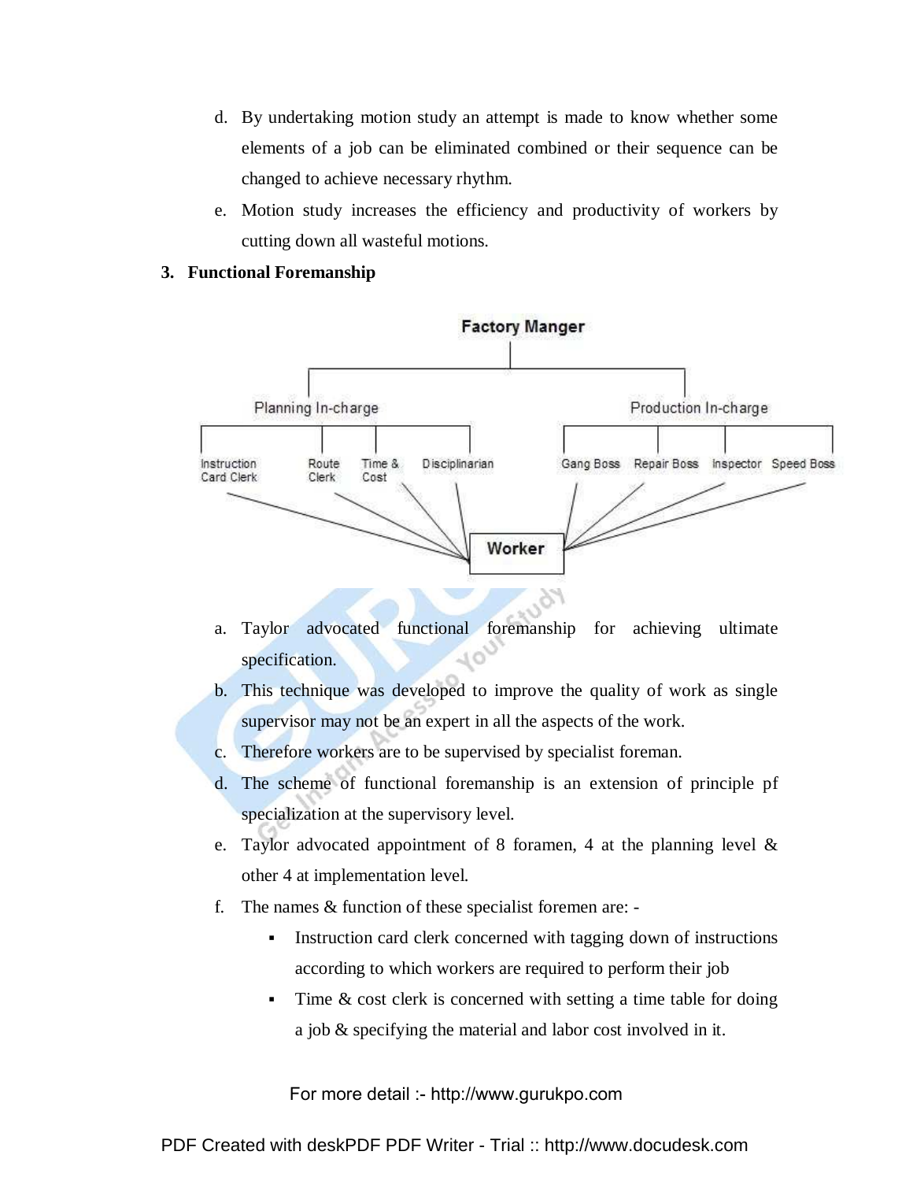d. By undertaking motion study an attempt is made to know whether some elements of a job can be eliminated combined or their sequence can be changed to achieve necessary rhythm.

e. Motion study increases the efficiency and productivity of workers by cutting down all wasteful motions.

**3. Functional Foremanship**

Factory Manger

Planning In-charge | Production In-charge

Instruction Card Clerk | Route Clerk | Time & Cost | Disciplinarian | Gang Boss | Repair Boss | Inspector | Speed Boss

Worker

a. Taylor advocated functional foremanship for achieving ultimate specification.

b. This technique was developed to improve the quality of work as single supervisor may not be an expert in all the aspects of the work.

c. Therefore workers are to be supervised by specialist foreman.

d. The scheme of functional foremanship is an extension of principle pf specialization at the supervisory level.

e. Taylor advocated appointment of 8 foramen, 4 at the planning level & other 4 at implementation level.

f. The names & function of these specialist foremen are: -

- Instruction card clerk concerned with tagging down of instructions according to which workers are required to perform their job
- Time & cost clerk is concerned with setting a time table for doing a job & specifying the material and labor cost involved in it.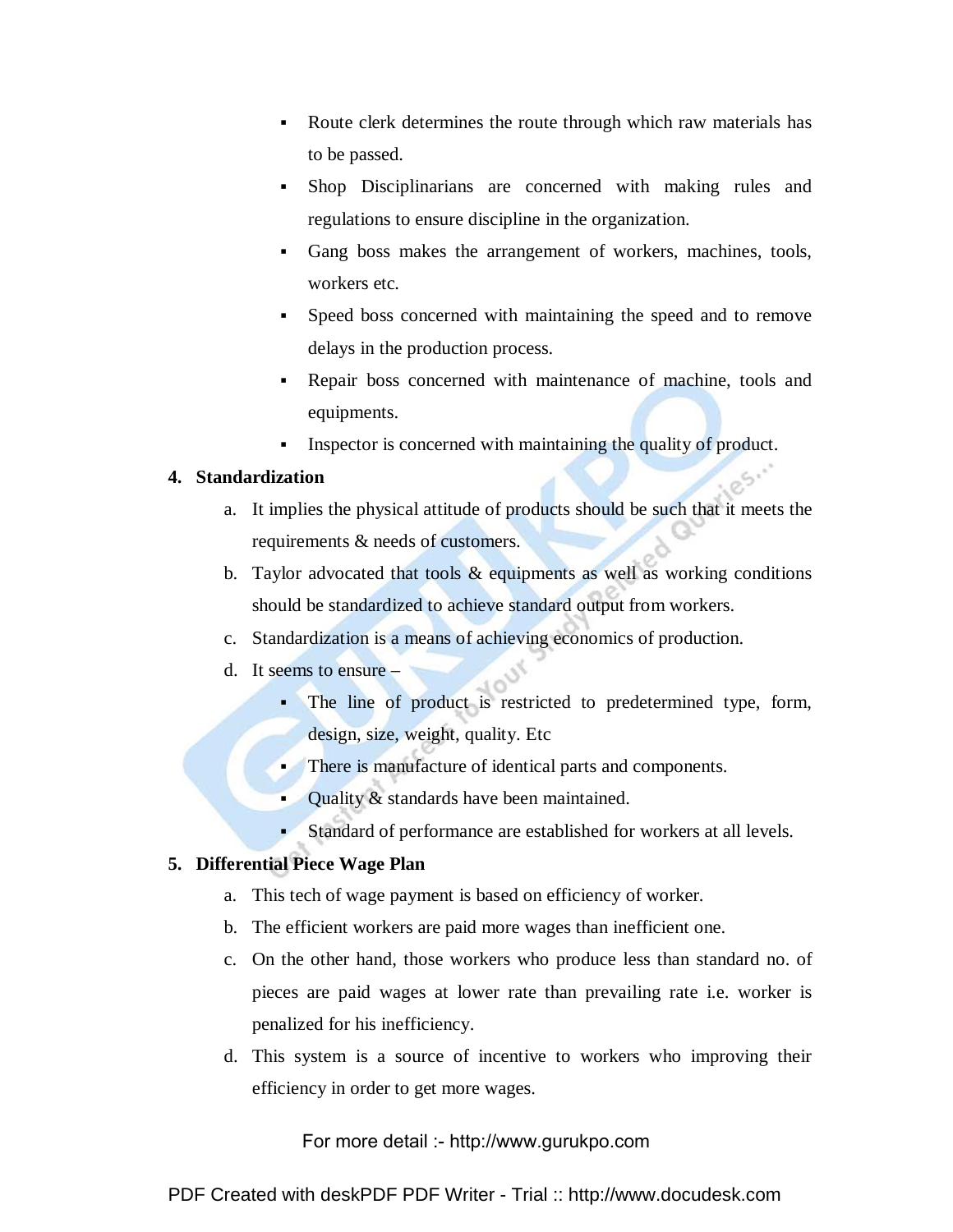- Route clerk determines the route through which raw materials has to be passed.
- Shop Disciplinarians are concerned with making rules and regulations to ensure discipline in the organization.
- Gang boss makes the arrangement of workers, machines, tools, workers etc.
- Speed boss concerned with maintaining the speed and to remove delays in the production process.
- Repair boss concerned with maintenance of machine, tools and equipments.
- Inspector is concerned with maintaining the quality of product.

**4. Standardization**

a. It implies the physical attitude of products should be such that it meets the requirements & needs of customers.

b. Taylor advocated that tools & equipments as well as working conditions should be standardized to achieve standard output from workers.

c. Standardization is a means of achieving economics of production.

d. It seems to ensure –

- The line of product is restricted to predetermined type, form, design, size, weight, quality. Etc
- There is manufacture of identical parts and components.
- Quality & standards have been maintained.
- Standard of performance are established for workers at all levels.

**5. Differential Piece Wage Plan**

a. This tech of wage payment is based on efficiency of worker.

b. The efficient workers are paid more wages than inefficient one.

c. On the other hand, those workers who produce less than standard no. of pieces are paid wages at lower rate than prevailing rate i.e. worker is penalized for his inefficiency.

d. This system is a source of incentive to workers who improving their efficiency in order to get more wages.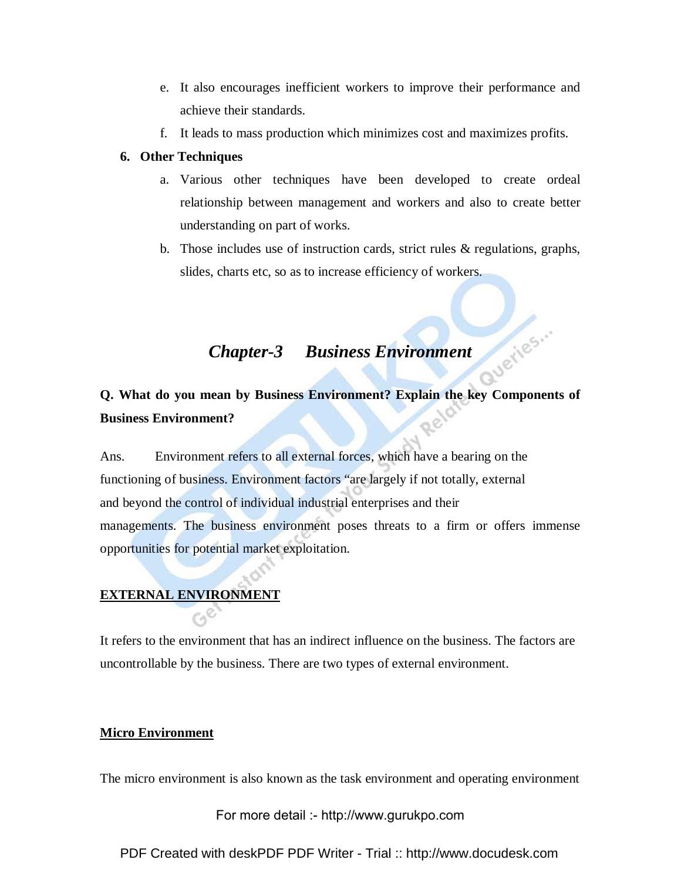e. It also encourages inefficient workers to improve their performance and achieve their standards.

f. It leads to mass production which minimizes cost and maximizes profits.

**6. Other Techniques**

a. Various other techniques have been developed to create ordeal relationship between management and workers and also to create better understanding on part of works.

b. Those includes use of instruction cards, strict rules & regulations, graphs, slides, charts etc, so as to increase efficiency of workers.

## *Chapter-3 Business Environment*

**Q. What do you mean by Business Environment? Explain the key Components of Business Environment?**

Ans. Environment refers to all external forces, which have a bearing on the functioning of business. Environment factors "are largely if not totally, external and beyond the control of individual industrial enterprises and their managements. The business environment poses threats to a firm or offers immense opportunities for potential market exploitation.

**EXTERNAL ENVIRONMENT**

It refers to the environment that has an indirect influence on the business. The factors are uncontrollable by the business. There are two types of external environment.

**Micro Environment**

The micro environment is also known as the task environment and operating environment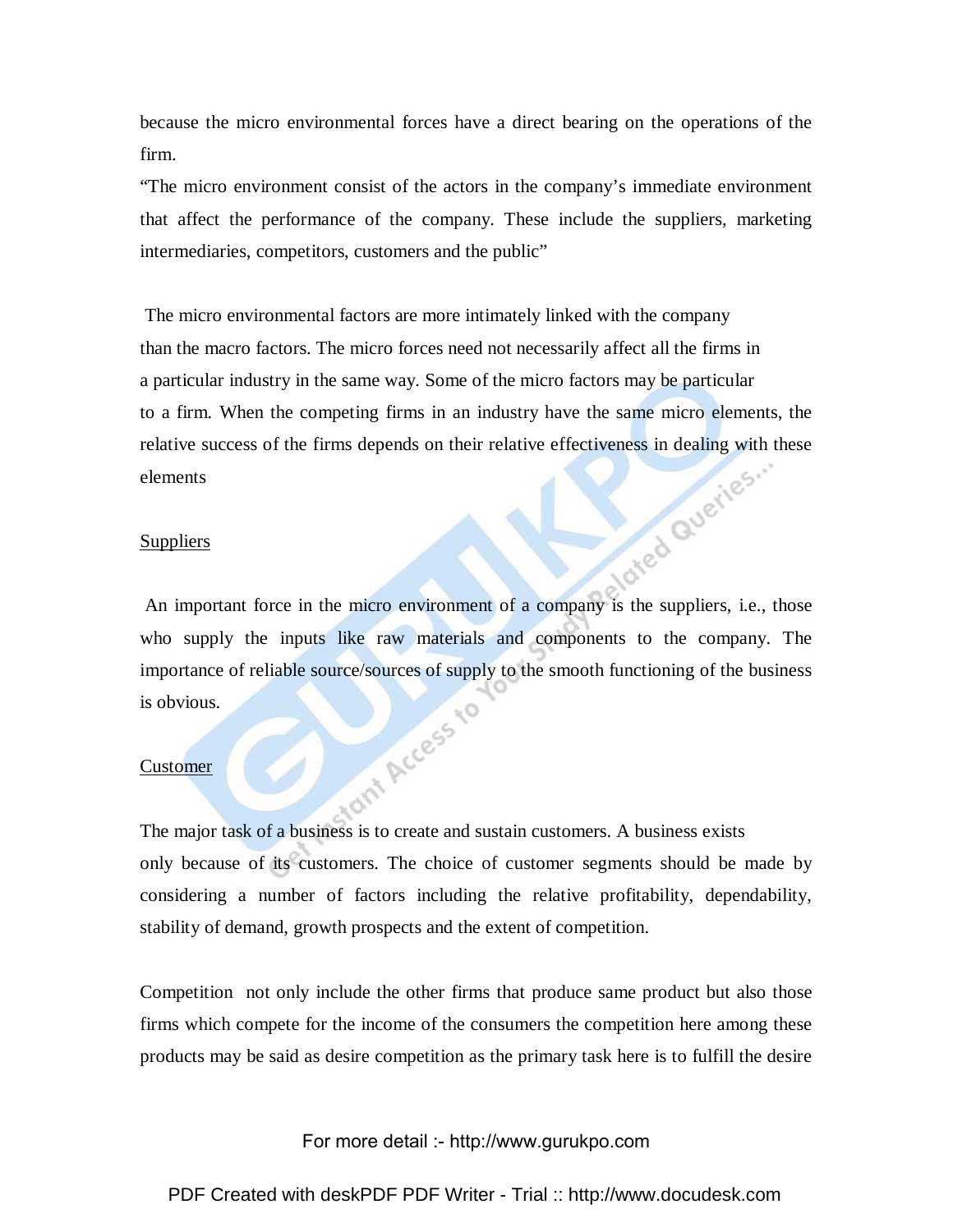because the micro environmental forces have a direct bearing on the operations of the firm.

"The micro environment consist of the actors in the company's immediate environment that affect the performance of the company. These include the suppliers, marketing intermediaries, competitors, customers and the public"

The micro environmental factors are more intimately linked with the company than the macro factors. The micro forces need not necessarily affect all the firms in a particular industry in the same way. Some of the micro factors may be particular to a firm. When the competing firms in an industry have the same micro elements, the relative success of the firms depends on their relative effectiveness in dealing with these elements

<u>Suppliers</u>

An important force in the micro environment of a company is the suppliers, i.e., those who supply the inputs like raw materials and components to the company. The importance of reliable source/sources of supply to the smooth functioning of the business is obvious.

<u>Customer</u>

The major task of a business is to create and sustain customers. A business exists only because of its customers. The choice of customer segments should be made by considering a number of factors including the relative profitability, dependability, stability of demand, growth prospects and the extent of competition.

Competition not only include the other firms that produce same product but also those firms which compete for the income of the consumers the competition here among these products may be said as desire competition as the primary task here is to fulfill the desire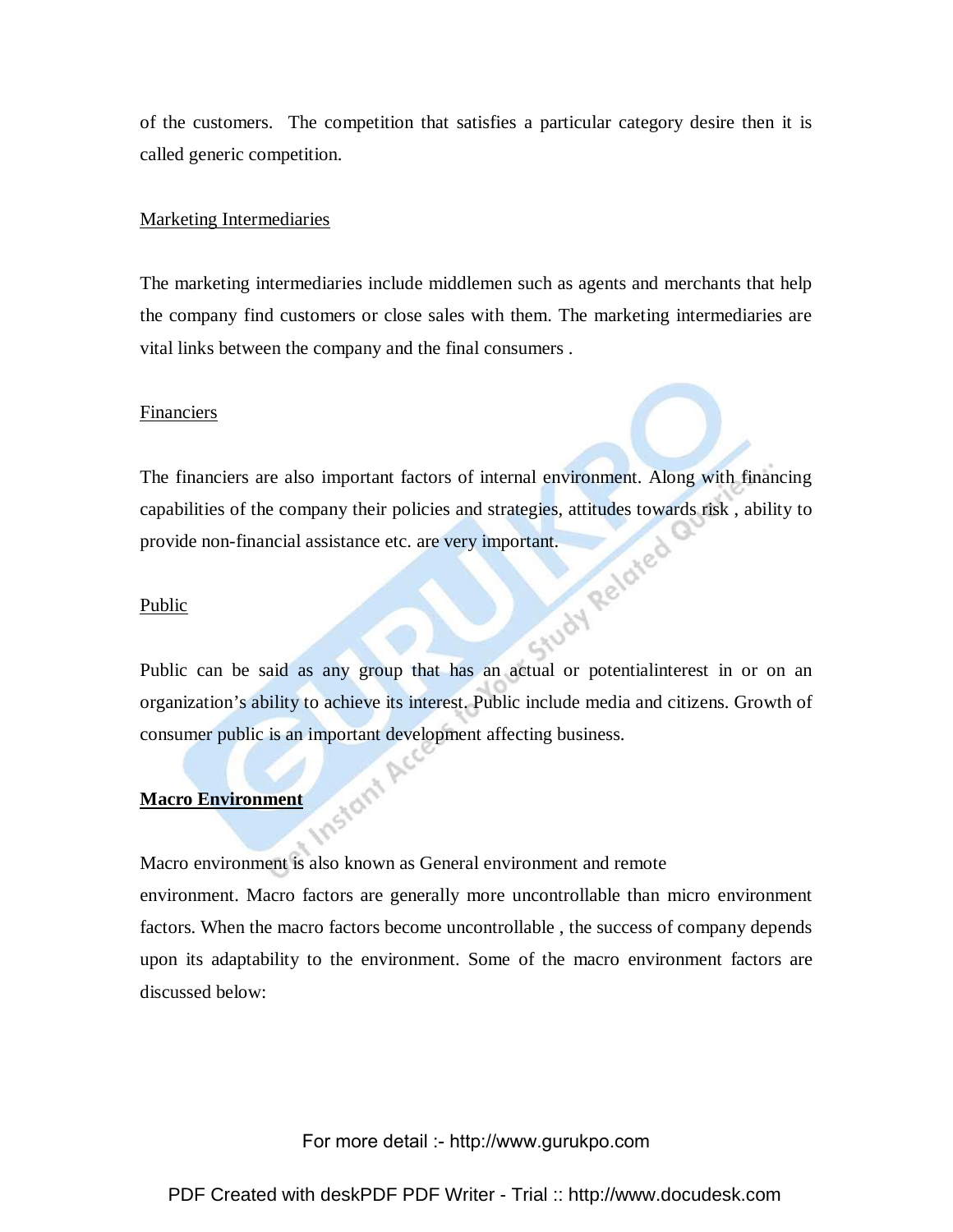of the customers.  The competition that satisfies a particular category desire then it is called generic competition.

Marketing Intermediaries

The marketing intermediaries include middlemen such as agents and merchants that help the company find customers or close sales with them. The marketing intermediaries are vital links between the company and the final consumers .

Financiers

The financiers are also important factors of internal environment. Along with financing capabilities of the company their policies and strategies, attitudes towards risk , ability to provide non-financial assistance etc. are very important.

Public

Public can be said as any group that has an actual or potentialinterest in or on an organization's ability to achieve its interest. Public include media and citizens. Growth of consumer public is an important development affecting business.

**Macro Environment**

Macro environment is also known as General environment and remote environment. Macro factors are generally more uncontrollable than micro environment factors. When the macro factors become uncontrollable , the success of company depends upon its adaptability to the environment. Some of the macro environment factors are discussed below: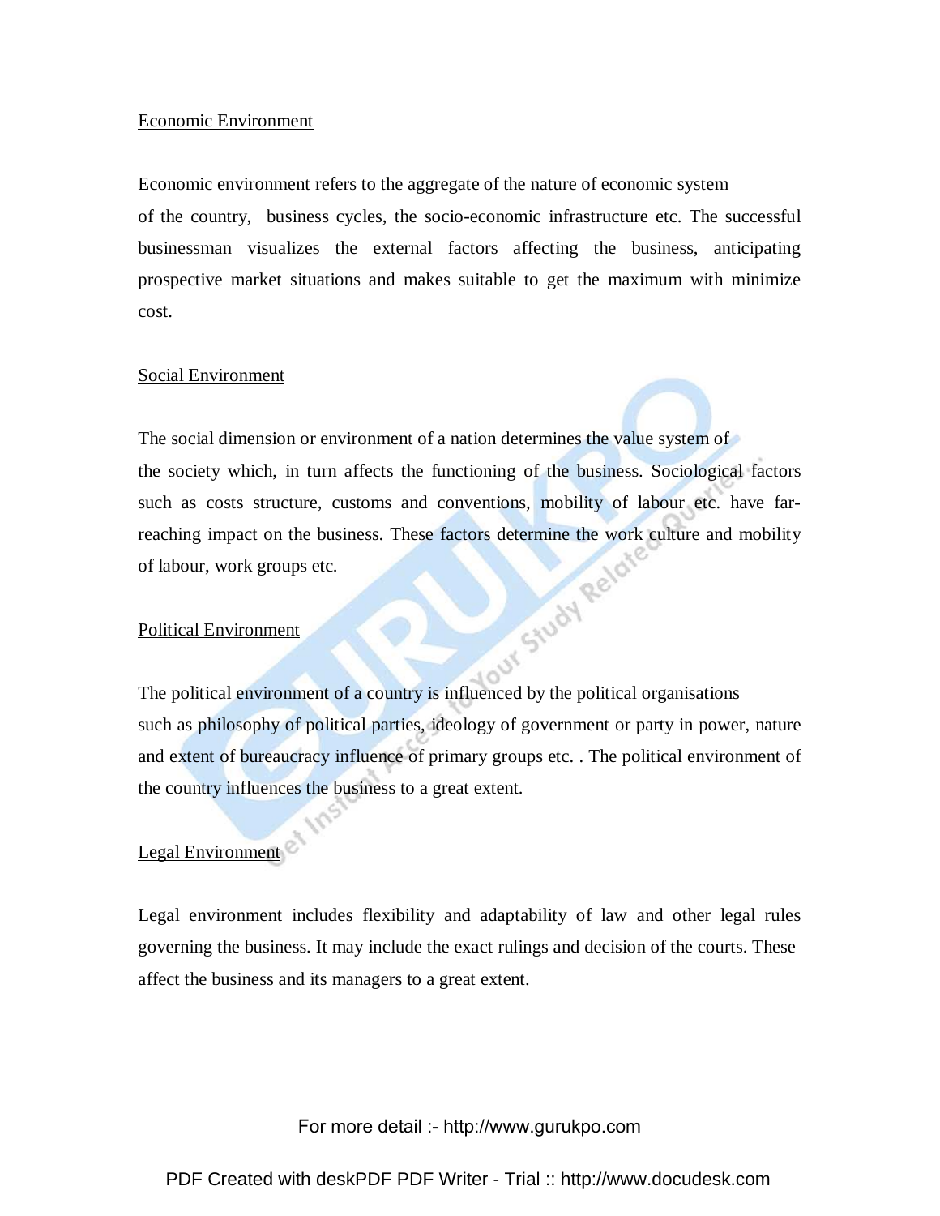## Economic Environment

Economic environment refers to the aggregate of the nature of economic system of the country, business cycles, the socio-economic infrastructure etc. The successful businessman visualizes the external factors affecting the business, anticipating prospective market situations and makes suitable to get the maximum with minimize cost.

## Social Environment

The social dimension or environment of a nation determines the value system of the society which, in turn affects the functioning of the business. Sociological factors such as costs structure, customs and conventions, mobility of labour etc. have far-reaching impact on the business. These factors determine the work culture and mobility of labour, work groups etc.

## Political Environment

The political environment of a country is influenced by the political organisations such as philosophy of political parties, ideology of government or party in power, nature and extent of bureaucracy influence of primary groups etc. . The political environment of the country influences the business to a great extent.

## Legal Environment

Legal environment includes flexibility and adaptability of law and other legal rules governing the business. It may include the exact rulings and decision of the courts. These affect the business and its managers to a great extent.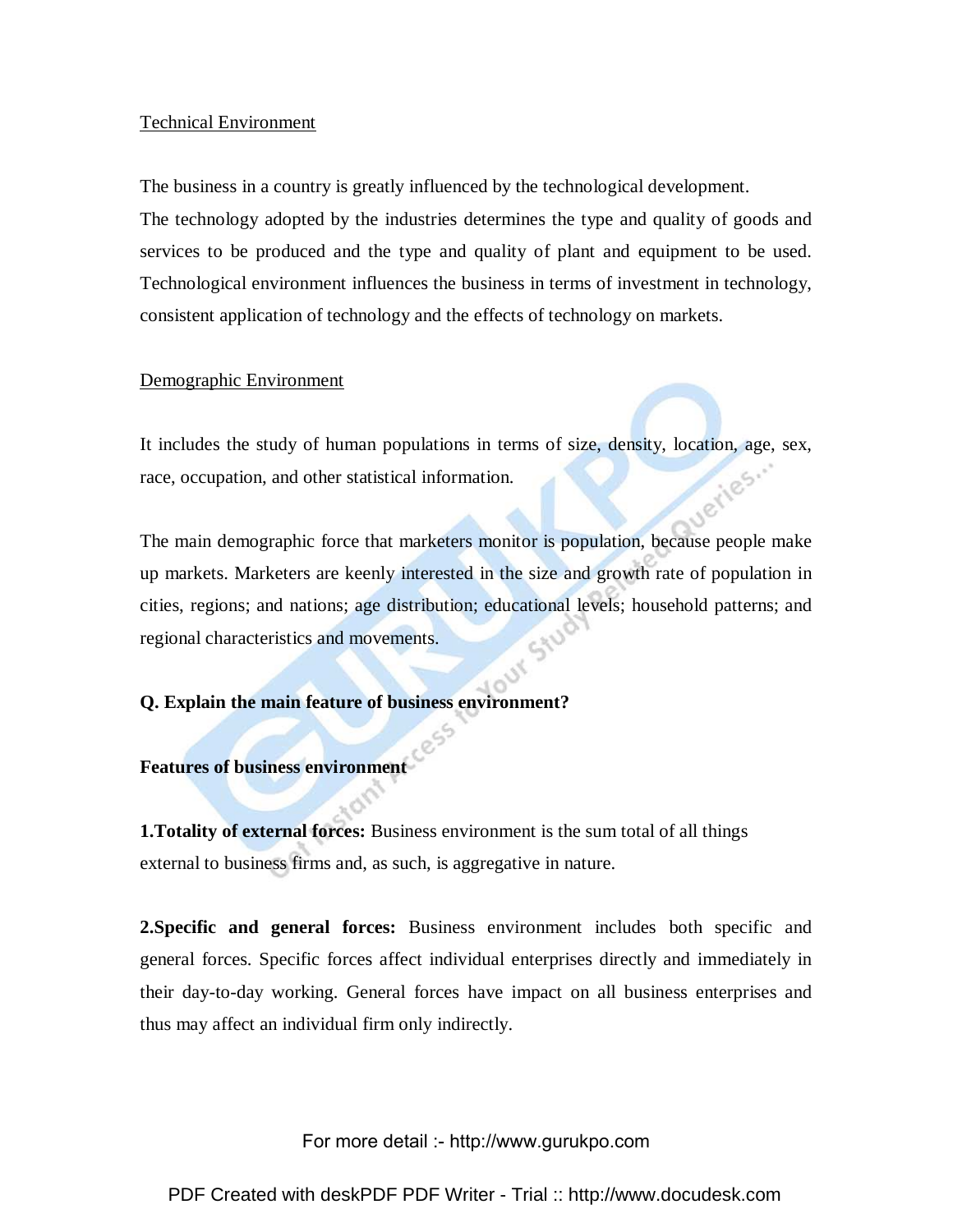Technical Environment

The business in a country is greatly influenced by the technological development. The technology adopted by the industries determines the type and quality of goods and services to be produced and the type and quality of plant and equipment to be used. Technological environment influences the business in terms of investment in technology, consistent application of technology and the effects of technology on markets.

Demographic Environment

It includes the study of human populations in terms of size, density, location, age, sex, race, occupation, and other statistical information.

The main demographic force that marketers monitor is population, because people make up markets. Marketers are keenly interested in the size and growth rate of population in cities, regions; and nations; age distribution; educational levels; household patterns; and regional characteristics and movements.

**Q. Explain the main feature of business environment?**

**Features of business environment**

**1.Totality of external forces:** Business environment is the sum total of all things external to business firms and, as such, is aggregative in nature.

**2.Specific and general forces:** Business environment includes both specific and general forces. Specific forces affect individual enterprises directly and immediately in their day-to-day working. General forces have impact on all business enterprises and thus may affect an individual firm only indirectly.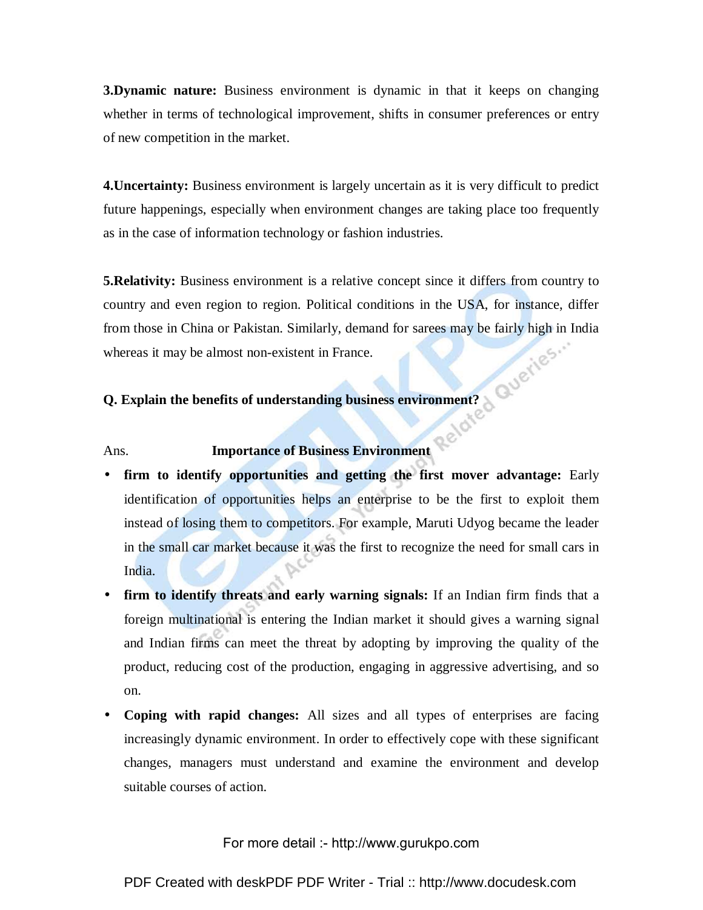**3.Dynamic nature:** Business environment is dynamic in that it keeps on changing whether in terms of technological improvement, shifts in consumer preferences or entry of new competition in the market.

**4.Uncertainty:** Business environment is largely uncertain as it is very difficult to predict future happenings, especially when environment changes are taking place too frequently as in the case of information technology or fashion industries.

**5.Relativity:** Business environment is a relative concept since it differs from country to country and even region to region. Political conditions in the USA, for instance, differ from those in China or Pakistan. Similarly, demand for sarees may be fairly high in India whereas it may be almost non-existent in France.

**Q. Explain the benefits of understanding business environment?**

Ans. **Importance of Business Environment**

- **firm to identify opportunities and getting the first mover advantage:** Early identification of opportunities helps an enterprise to be the first to exploit them instead of losing them to competitors. For example, Maruti Udyog became the leader in the small car market because it was the first to recognize the need for small cars in India.
- **firm to identify threats and early warning signals:** If an Indian firm finds that a foreign multinational is entering the Indian market it should gives a warning signal and Indian firms can meet the threat by adopting by improving the quality of the product, reducing cost of the production, engaging in aggressive advertising, and so on.
- **Coping with rapid changes:** All sizes and all types of enterprises are facing increasingly dynamic environment. In order to effectively cope with these significant changes, managers must understand and examine the environment and develop suitable courses of action.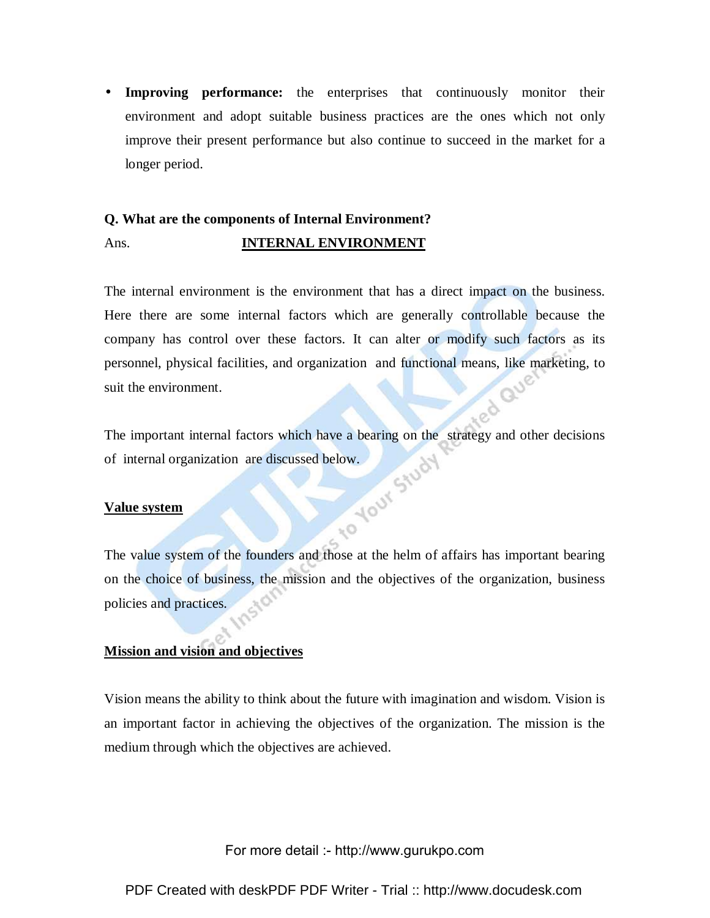- **Improving performance:** the enterprises that continuously monitor their environment and adopt suitable business practices are the ones which not only improve their present performance but also continue to succeed in the market for a longer period.

**Q. What are the components of Internal Environment?**

Ans. **INTERNAL ENVIRONMENT**

The internal environment is the environment that has a direct impact on the business. Here there are some internal factors which are generally controllable because the company has control over these factors. It can alter or modify such factors as its personnel, physical facilities, and organization and functional means, like marketing, to suit the environment.

The important internal factors which have a bearing on the strategy and other decisions of internal organization are discussed below.

**Value system**

The value system of the founders and those at the helm of affairs has important bearing on the choice of business, the mission and the objectives of the organization, business policies and practices.

**Mission and vision and objectives**

Vision means the ability to think about the future with imagination and wisdom. Vision is an important factor in achieving the objectives of the organization. The mission is the medium through which the objectives are achieved.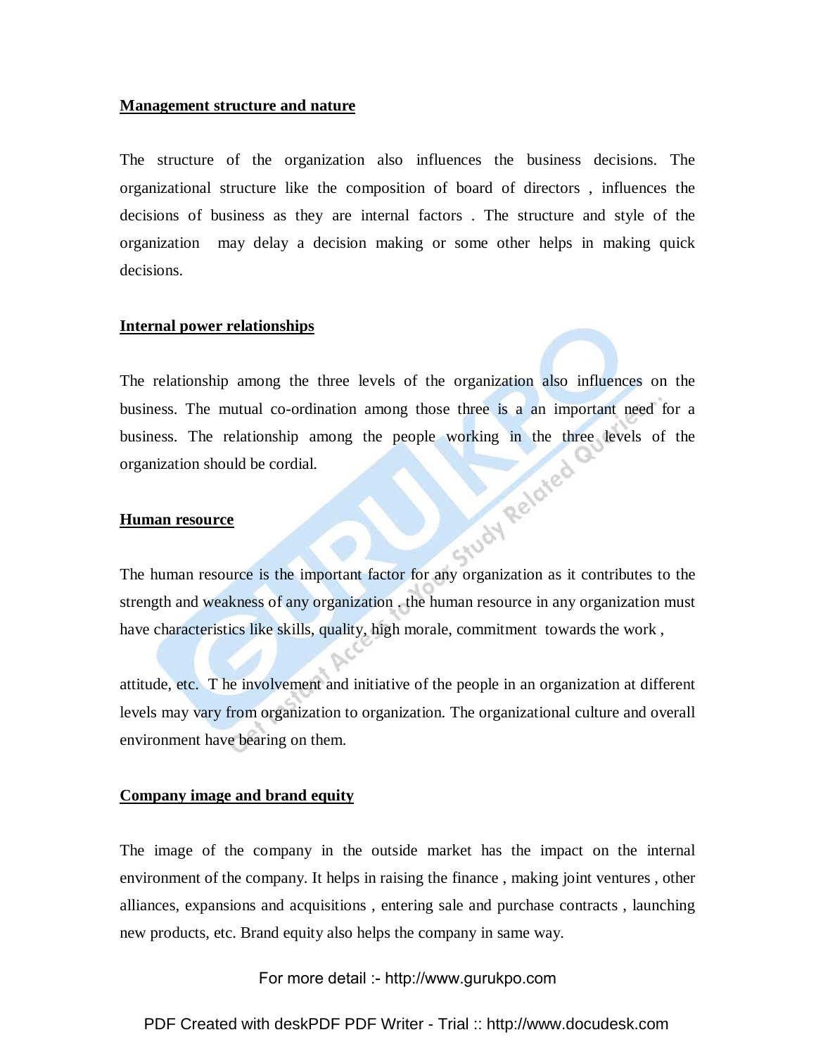**Management structure and nature**

The structure of the organization also influences the business decisions. The organizational structure like the composition of board of directors , influences the decisions of business as they are internal factors . The structure and style of the organization may delay a decision making or some other helps in making quick decisions.

**Internal power relationships**

The relationship among the three levels of the organization also influences on the business. The mutual co-ordination among those three is a an important need for a business. The relationship among the people working in the three levels of the organization should be cordial.

**Human resource**

The human resource is the important factor for any organization as it contributes to the strength and weakness of any organization . the human resource in any organization must have characteristics like skills, quality, high morale, commitment towards the work ,

attitude, etc. T he involvement and initiative of the people in an organization at different levels may vary from organization to organization. The organizational culture and overall environment have bearing on them.

**Company image and brand equity**

The image of the company in the outside market has the impact on the internal environment of the company. It helps in raising the finance , making joint ventures , other alliances, expansions and acquisitions , entering sale and purchase contracts , launching new products, etc. Brand equity also helps the company in same way.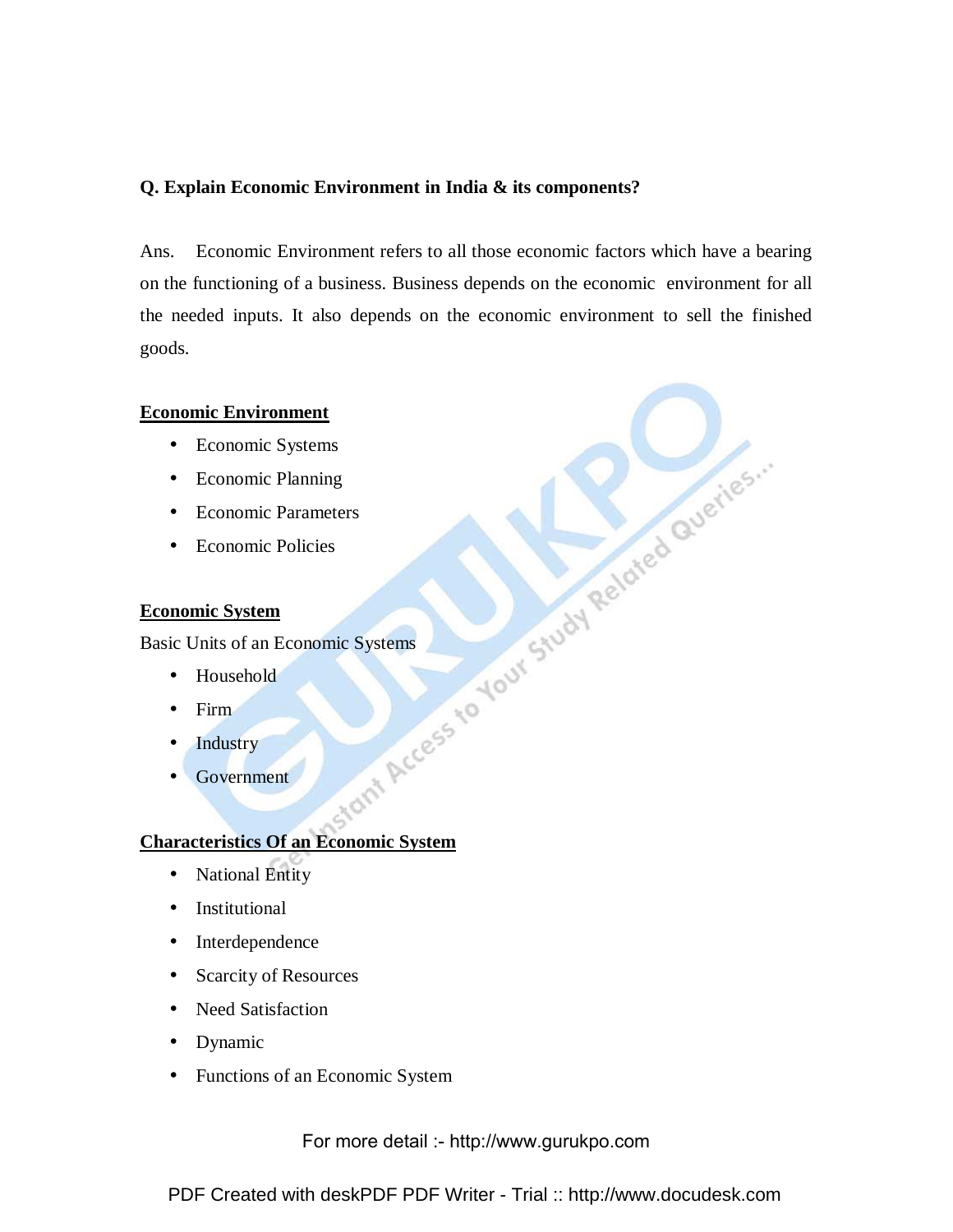**Q. Explain Economic Environment in India & its components?**

Ans. Economic Environment refers to all those economic factors which have a bearing on the functioning of a business. Business depends on the economic environment for all the needed inputs. It also depends on the economic environment to sell the finished goods.

**Economic Environment**

- Economic Systems
- Economic Planning
- Economic Parameters
- Economic Policies

**Economic System**

Basic Units of an Economic Systems

- Household
- Firm
- Industry
- Government

**Characteristics Of an Economic System**

- National Entity
- Institutional
- Interdependence
- Scarcity of Resources
- Need Satisfaction
- Dynamic
- Functions of an Economic System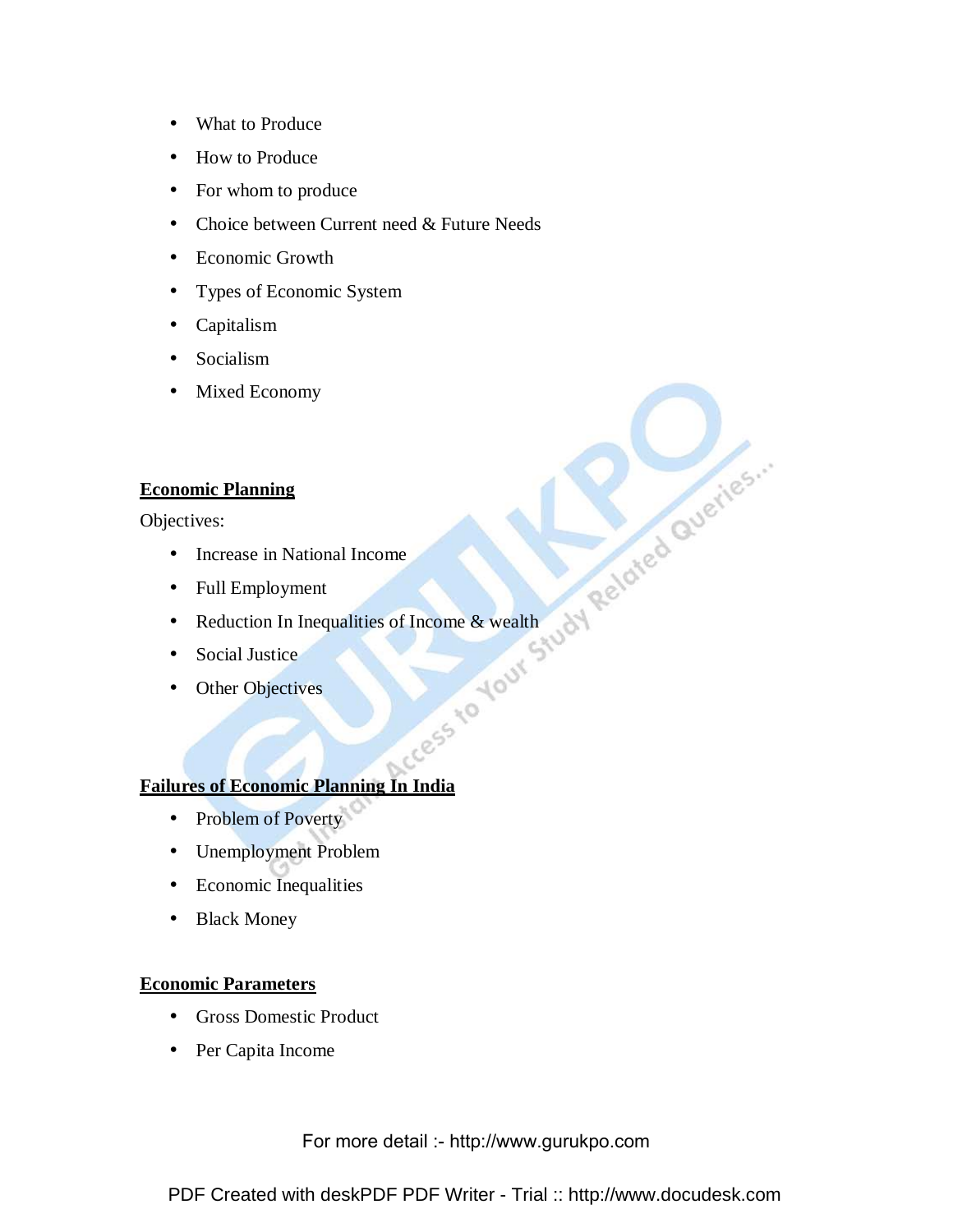- What to Produce
- How to Produce
- For whom to produce
- Choice between Current need & Future Needs
- Economic Growth
- Types of Economic System
- Capitalism
- Socialism
- Mixed Economy

**Economic Planning**

Objectives:

- Increase in National Income
- Full Employment
- Reduction In Inequalities of Income & wealth
- Social Justice
- Other Objectives

**Failures of Economic Planning In India**

- Problem of Poverty
- Unemployment Problem
- Economic Inequalities
- Black Money

**Economic Parameters**

- Gross Domestic Product
- Per Capita Income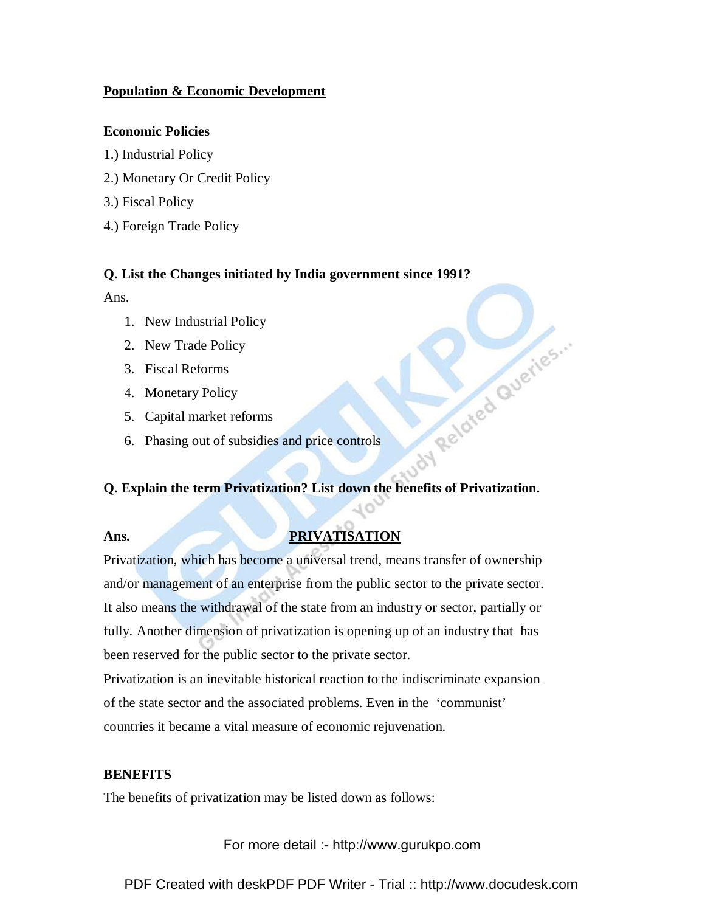## **Population & Economic Development**

**Economic Policies**

1.) Industrial Policy

2.) Monetary Or Credit Policy

3.) Fiscal Policy

4.) Foreign Trade Policy

**Q. List the Changes initiated by India government since 1991?**

Ans.

1. New Industrial Policy
2. New Trade Policy
3. Fiscal Reforms
4. Monetary Policy
5. Capital market reforms
6. Phasing out of subsidies and price controls

**Q. Explain the term Privatization? List down the benefits of Privatization.**

**Ans.** **PRIVATISATION**

Privatization, which has become a universal trend, means transfer of ownership and/or management of an enterprise from the public sector to the private sector. It also means the withdrawal of the state from an industry or sector, partially or fully. Another dimension of privatization is opening up of an industry that has been reserved for the public sector to the private sector.

Privatization is an inevitable historical reaction to the indiscriminate expansion of the state sector and the associated problems. Even in the 'communist' countries it became a vital measure of economic rejuvenation.

**BENEFITS**

The benefits of privatization may be listed down as follows: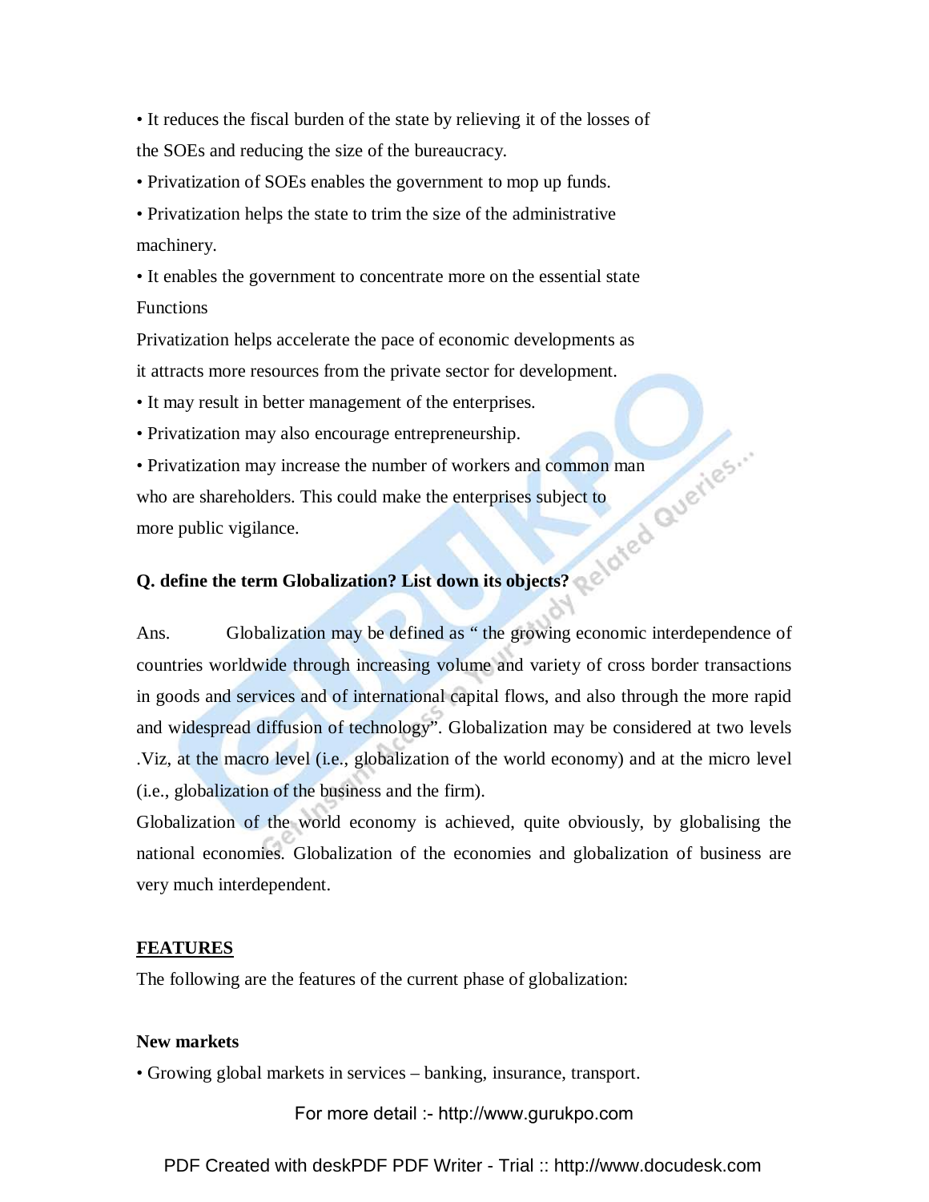- It reduces the fiscal burden of the state by relieving it of the losses of the SOEs and reducing the size of the bureaucracy.
- Privatization of SOEs enables the government to mop up funds.
- Privatization helps the state to trim the size of the administrative machinery.
- It enables the government to concentrate more on the essential state Functions

Privatization helps accelerate the pace of economic developments as it attracts more resources from the private sector for development.

- It may result in better management of the enterprises.
- Privatization may also encourage entrepreneurship.
- Privatization may increase the number of workers and common man who are shareholders. This could make the enterprises subject to more public vigilance.

**Q. define the term Globalization? List down its objects?**

Ans. Globalization may be defined as " the growing economic interdependence of countries worldwide through increasing volume and variety of cross border transactions in goods and services and of international capital flows, and also through the more rapid and widespread diffusion of technology". Globalization may be considered at two levels .Viz, at the macro level (i.e., globalization of the world economy) and at the micro level (i.e., globalization of the business and the firm).

Globalization of the world economy is achieved, quite obviously, by globalising the national economies. Globalization of the economies and globalization of business are very much interdependent.

**<u>FEATURES</u>**

The following are the features of the current phase of globalization:

**New markets**

- Growing global markets in services – banking, insurance, transport.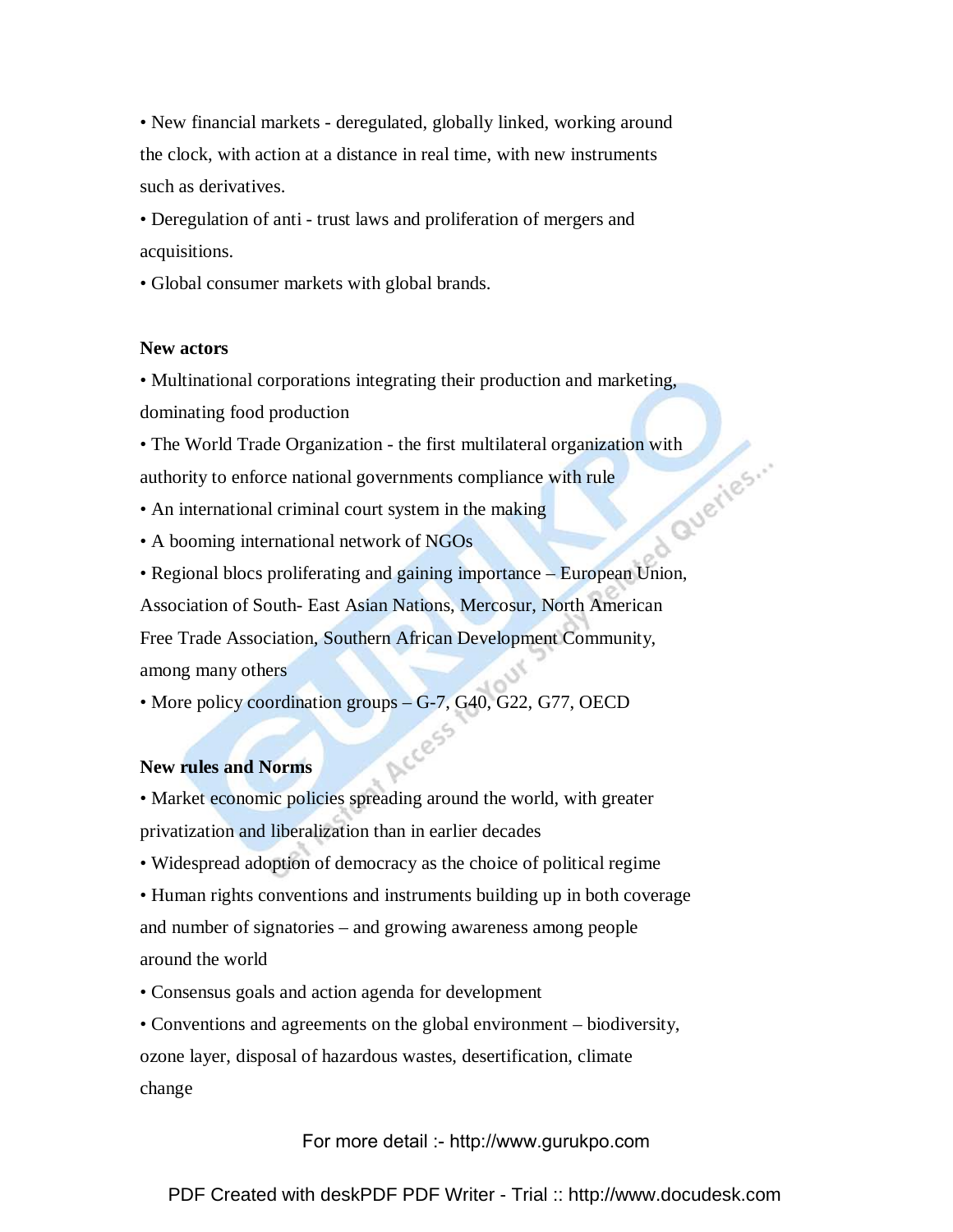- New financial markets - deregulated, globally linked, working around the clock, with action at a distance in real time, with new instruments such as derivatives.
- Deregulation of anti - trust laws and proliferation of mergers and acquisitions.
- Global consumer markets with global brands.

**New actors**

- Multinational corporations integrating their production and marketing, dominating food production
- The World Trade Organization - the first multilateral organization with authority to enforce national governments compliance with rule
- An international criminal court system in the making
- A booming international network of NGOs
- Regional blocs proliferating and gaining importance – European Union, Association of South- East Asian Nations, Mercosur, North American Free Trade Association, Southern African Development Community, among many others
- More policy coordination groups – G-7, G40, G22, G77, OECD

**New rules and Norms**

- Market economic policies spreading around the world, with greater privatization and liberalization than in earlier decades
- Widespread adoption of democracy as the choice of political regime
- Human rights conventions and instruments building up in both coverage and number of signatories – and growing awareness among people around the world
- Consensus goals and action agenda for development
- Conventions and agreements on the global environment – biodiversity, ozone layer, disposal of hazardous wastes, desertification, climate change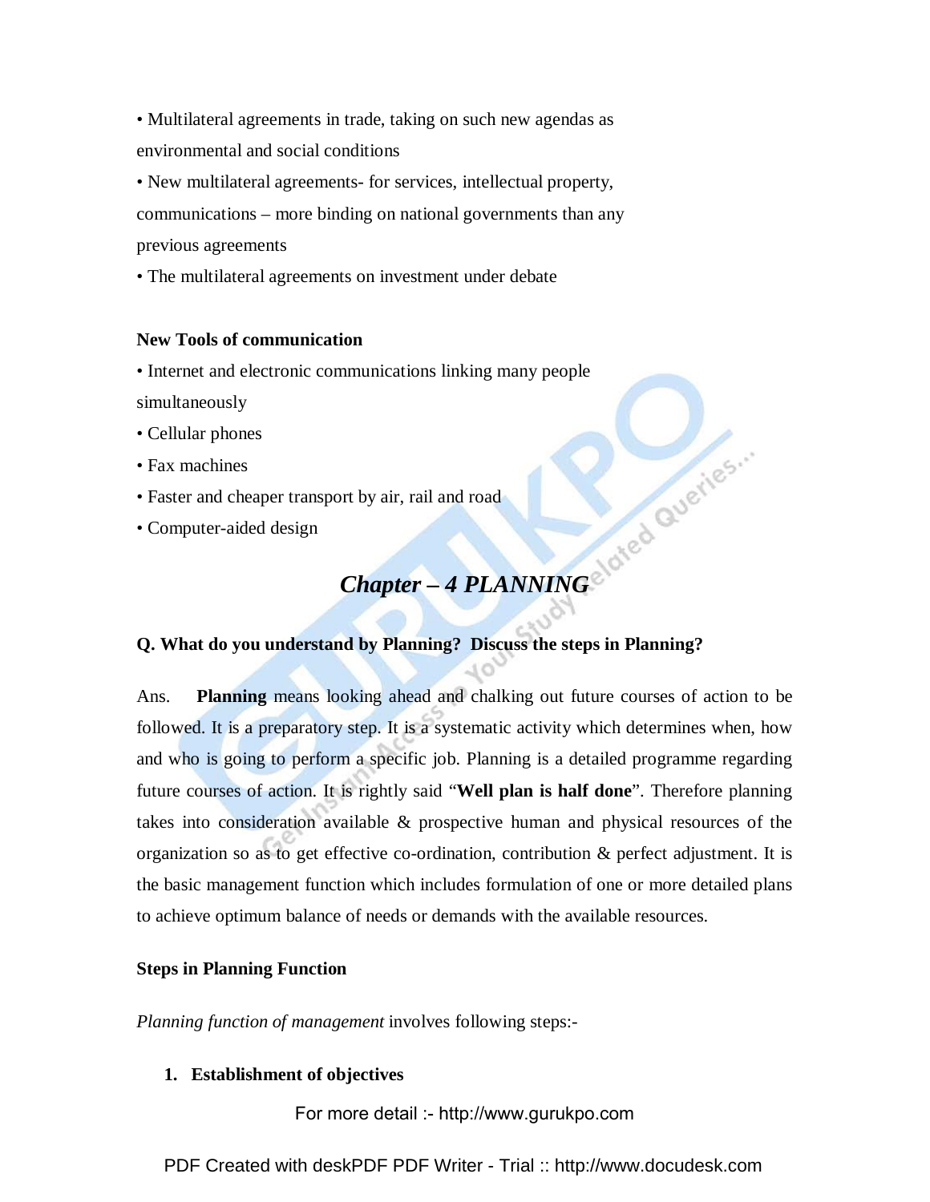• Multilateral agreements in trade, taking on such new agendas as environmental and social conditions

• New multilateral agreements- for services, intellectual property, communications – more binding on national governments than any previous agreements

• The multilateral agreements on investment under debate

**New Tools of communication**

• Internet and electronic communications linking many people simultaneously

• Cellular phones

• Fax machines

• Faster and cheaper transport by air, rail and road

• Computer-aided design

## *Chapter – 4 PLANNING*

**Q. What do you understand by Planning? Discuss the steps in Planning?**

Ans. **Planning** means looking ahead and chalking out future courses of action to be followed. It is a preparatory step. It is a systematic activity which determines when, how and who is going to perform a specific job. Planning is a detailed programme regarding future courses of action. It is rightly said "**Well plan is half done**". Therefore planning takes into consideration available & prospective human and physical resources of the organization so as to get effective co-ordination, contribution & perfect adjustment. It is the basic management function which includes formulation of one or more detailed plans to achieve optimum balance of needs or demands with the available resources.

**Steps in Planning Function**

*Planning function of management* involves following steps:-

1. **Establishment of objectives**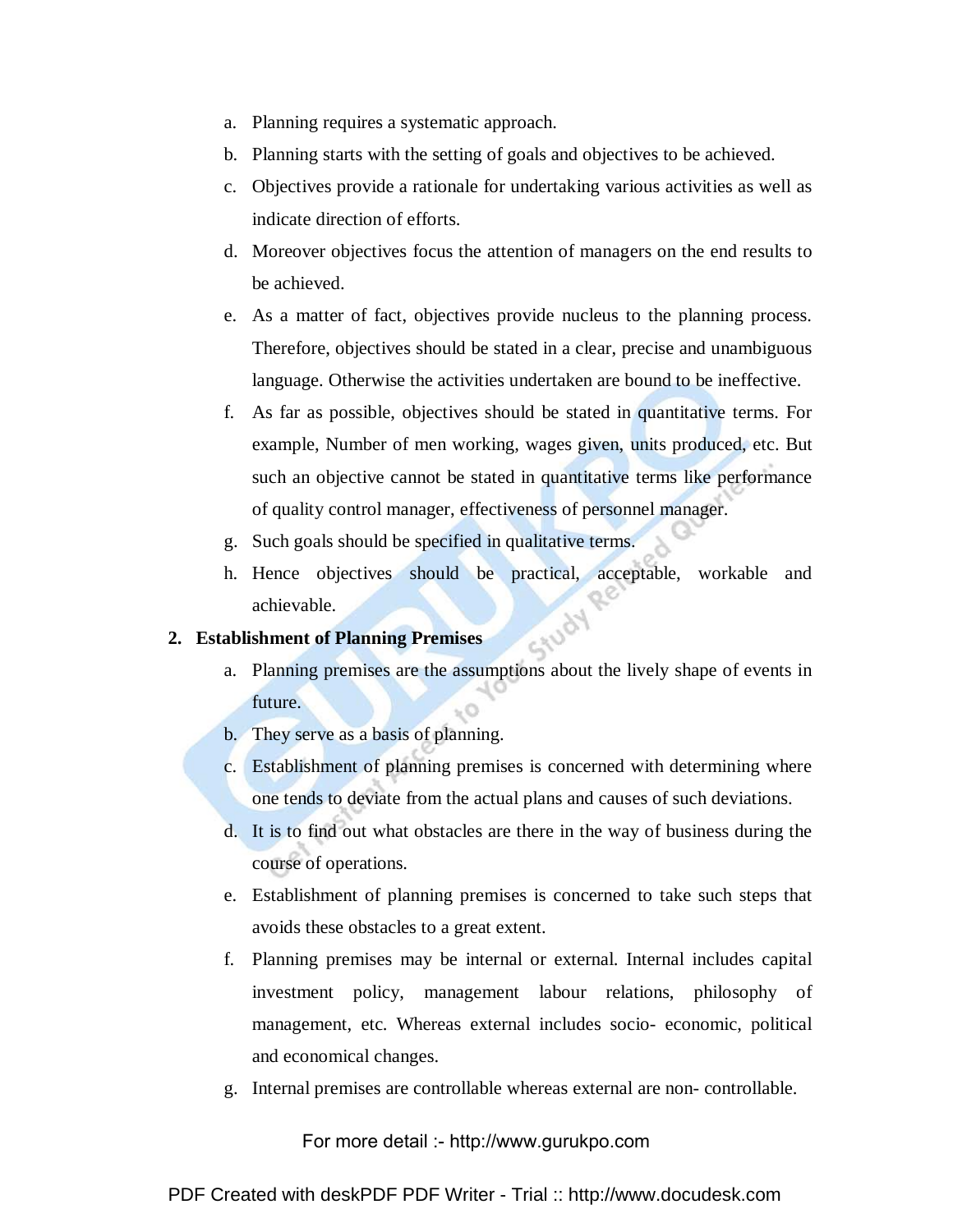a. Planning requires a systematic approach.
b. Planning starts with the setting of goals and objectives to be achieved.
c. Objectives provide a rationale for undertaking various activities as well as indicate direction of efforts.
d. Moreover objectives focus the attention of managers on the end results to be achieved.
e. As a matter of fact, objectives provide nucleus to the planning process. Therefore, objectives should be stated in a clear, precise and unambiguous language. Otherwise the activities undertaken are bound to be ineffective.
f. As far as possible, objectives should be stated in quantitative terms. For example, Number of men working, wages given, units produced, etc. But such an objective cannot be stated in quantitative terms like performance of quality control manager, effectiveness of personnel manager.
g. Such goals should be specified in qualitative terms.
h. Hence objectives should be practical, acceptable, workable and achievable.

**2. Establishment of Planning Premises**

a. Planning premises are the assumptions about the lively shape of events in future.
b. They serve as a basis of planning.
c. Establishment of planning premises is concerned with determining where one tends to deviate from the actual plans and causes of such deviations.
d. It is to find out what obstacles are there in the way of business during the course of operations.
e. Establishment of planning premises is concerned to take such steps that avoids these obstacles to a great extent.
f. Planning premises may be internal or external. Internal includes capital investment policy, management labour relations, philosophy of management, etc. Whereas external includes socio- economic, political and economical changes.
g. Internal premises are controllable whereas external are non- controllable.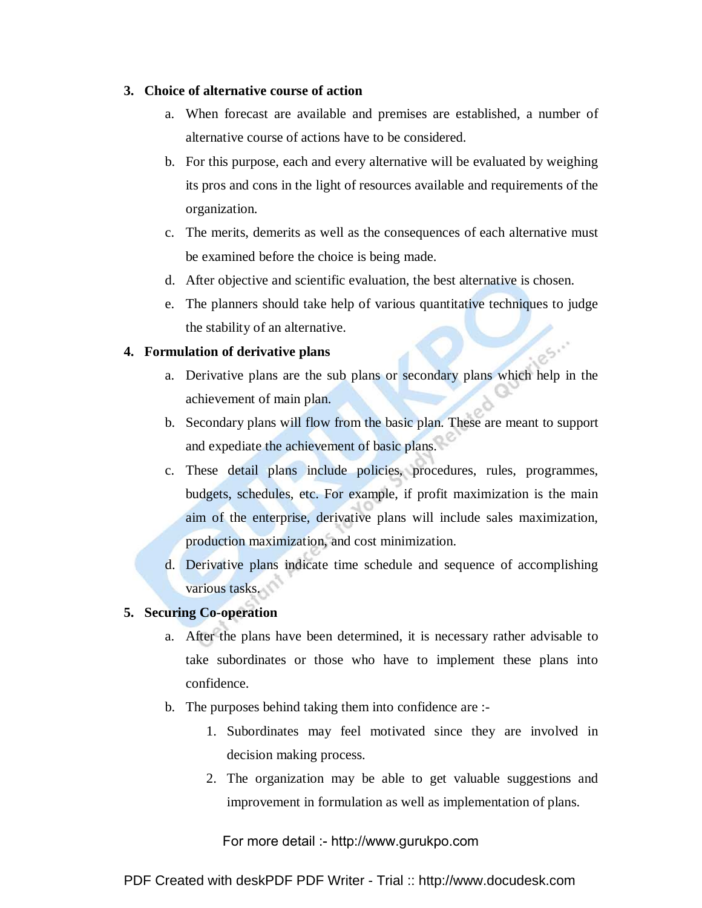3. **Choice of alternative course of action**
    a. When forecast are available and premises are established, a number of alternative course of actions have to be considered.
    b. For this purpose, each and every alternative will be evaluated by weighing its pros and cons in the light of resources available and requirements of the organization.
    c. The merits, demerits as well as the consequences of each alternative must be examined before the choice is being made.
    d. After objective and scientific evaluation, the best alternative is chosen.
    e. The planners should take help of various quantitative techniques to judge the stability of an alternative.

4. **Formulation of derivative plans**
    a. Derivative plans are the sub plans or secondary plans which help in the achievement of main plan.
    b. Secondary plans will flow from the basic plan. These are meant to support and expediate the achievement of basic plans.
    c. These detail plans include policies, procedures, rules, programmes, budgets, schedules, etc. For example, if profit maximization is the main aim of the enterprise, derivative plans will include sales maximization, production maximization, and cost minimization.
    d. Derivative plans indicate time schedule and sequence of accomplishing various tasks.

5. **Securing Co-operation**
    a. After the plans have been determined, it is necessary rather advisable to take subordinates or those who have to implement these plans into confidence.
    b. The purposes behind taking them into confidence are :-
        1. Subordinates may feel motivated since they are involved in decision making process.
        2. The organization may be able to get valuable suggestions and improvement in formulation as well as implementation of plans.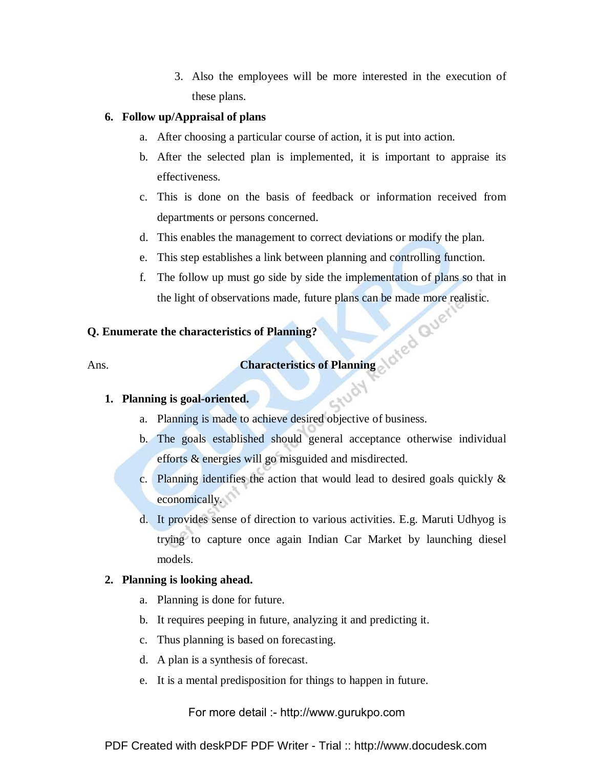3. Also the employees will be more interested in the execution of these plans.

6. **Follow up/Appraisal of plans**
   a. After choosing a particular course of action, it is put into action.
   b. After the selected plan is implemented, it is important to appraise its effectiveness.
   c. This is done on the basis of feedback or information received from departments or persons concerned.
   d. This enables the management to correct deviations or modify the plan.
   e. This step establishes a link between planning and controlling function.
   f. The follow up must go side by side the implementation of plans so that in the light of observations made, future plans can be made more realistic.

**Q. Enumerate the characteristics of Planning?**

Ans. **Characteristics of Planning**

1. **Planning is goal-oriented.**
   a. Planning is made to achieve desired objective of business.
   b. The goals established should general acceptance otherwise individual efforts & energies will go misguided and misdirected.
   c. Planning identifies the action that would lead to desired goals quickly & economically.
   d. It provides sense of direction to various activities. E.g. Maruti Udhyog is trying to capture once again Indian Car Market by launching diesel models.

2. **Planning is looking ahead.**
   a. Planning is done for future.
   b. It requires peeping in future, analyzing it and predicting it.
   c. Thus planning is based on forecasting.
   d. A plan is a synthesis of forecast.
   e. It is a mental predisposition for things to happen in future.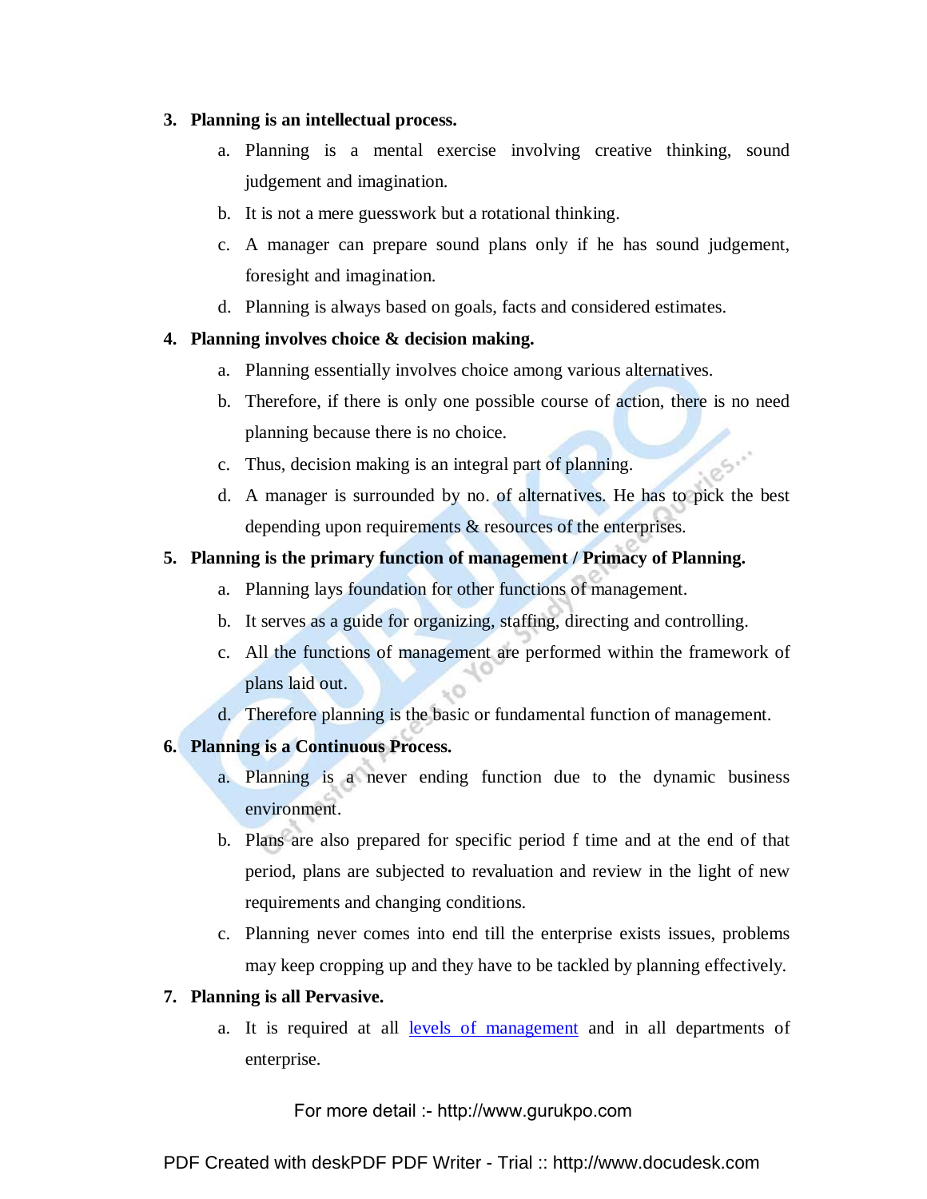3. **Planning is an intellectual process.**
    a. Planning is a mental exercise involving creative thinking, sound judgement and imagination.
    b. It is not a mere guesswork but a rotational thinking.
    c. A manager can prepare sound plans only if he has sound judgement, foresight and imagination.
    d. Planning is always based on goals, facts and considered estimates.

4. **Planning involves choice & decision making.**
    a. Planning essentially involves choice among various alternatives.
    b. Therefore, if there is only one possible course of action, there is no need planning because there is no choice.
    c. Thus, decision making is an integral part of planning.
    d. A manager is surrounded by no. of alternatives. He has to pick the best depending upon requirements & resources of the enterprises.

5. **Planning is the primary function of management / Primacy of Planning.**
    a. Planning lays foundation for other functions of management.
    b. It serves as a guide for organizing, staffing, directing and controlling.
    c. All the functions of management are performed within the framework of plans laid out.
    d. Therefore planning is the basic or fundamental function of management.

6. **Planning is a Continuous Process.**
    a. Planning is a never ending function due to the dynamic business environment.
    b. Plans are also prepared for specific period f time and at the end of that period, plans are subjected to revaluation and review in the light of new requirements and changing conditions.
    c. Planning never comes into end till the enterprise exists issues, problems may keep cropping up and they have to be tackled by planning effectively.

7. **Planning is all Pervasive.**
    a. It is required at all levels of management and in all departments of enterprise.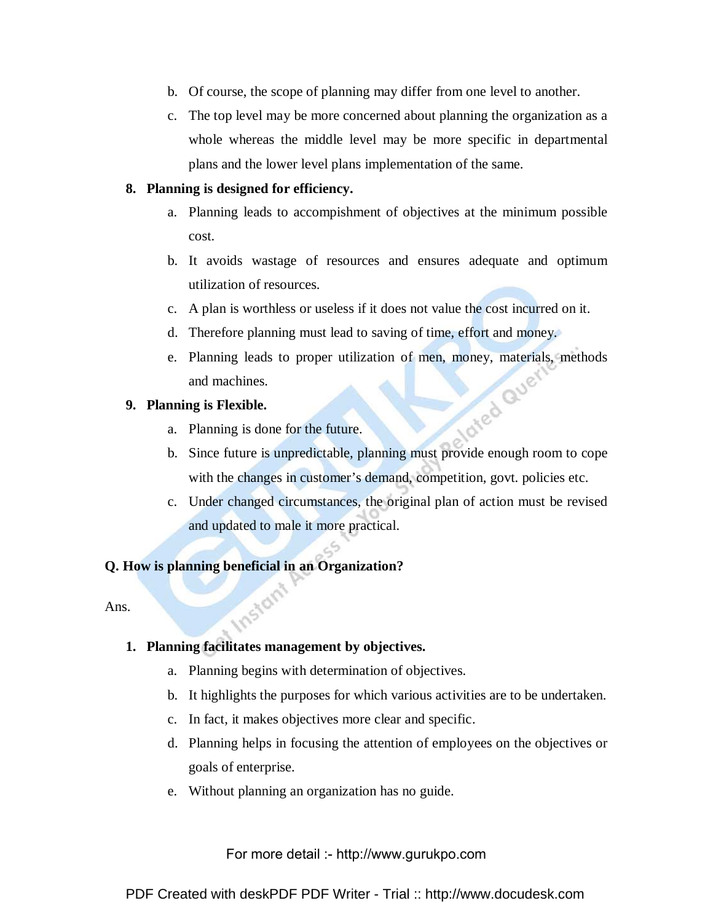b. Of course, the scope of planning may differ from one level to another.

c. The top level may be more concerned about planning the organization as a whole whereas the middle level may be more specific in departmental plans and the lower level plans implementation of the same.

8. **Planning is designed for efficiency.**
    a. Planning leads to accompishment of objectives at the minimum possible cost.
    b. It avoids wastage of resources and ensures adequate and optimum utilization of resources.
    c. A plan is worthless or useless if it does not value the cost incurred on it.
    d. Therefore planning must lead to saving of time, effort and money.
    e. Planning leads to proper utilization of men, money, materials, methods and machines.

9. **Planning is Flexible.**
    a. Planning is done for the future.
    b. Since future is unpredictable, planning must provide enough room to cope with the changes in customer's demand, competition, govt. policies etc.
    c. Under changed circumstances, the original plan of action must be revised and updated to male it more practical.

**Q. How is planning beneficial in an Organization?**

Ans.

1. **Planning facilitates management by objectives.**
    a. Planning begins with determination of objectives.
    b. It highlights the purposes for which various activities are to be undertaken.
    c. In fact, it makes objectives more clear and specific.
    d. Planning helps in focusing the attention of employees on the objectives or goals of enterprise.
    e. Without planning an organization has no guide.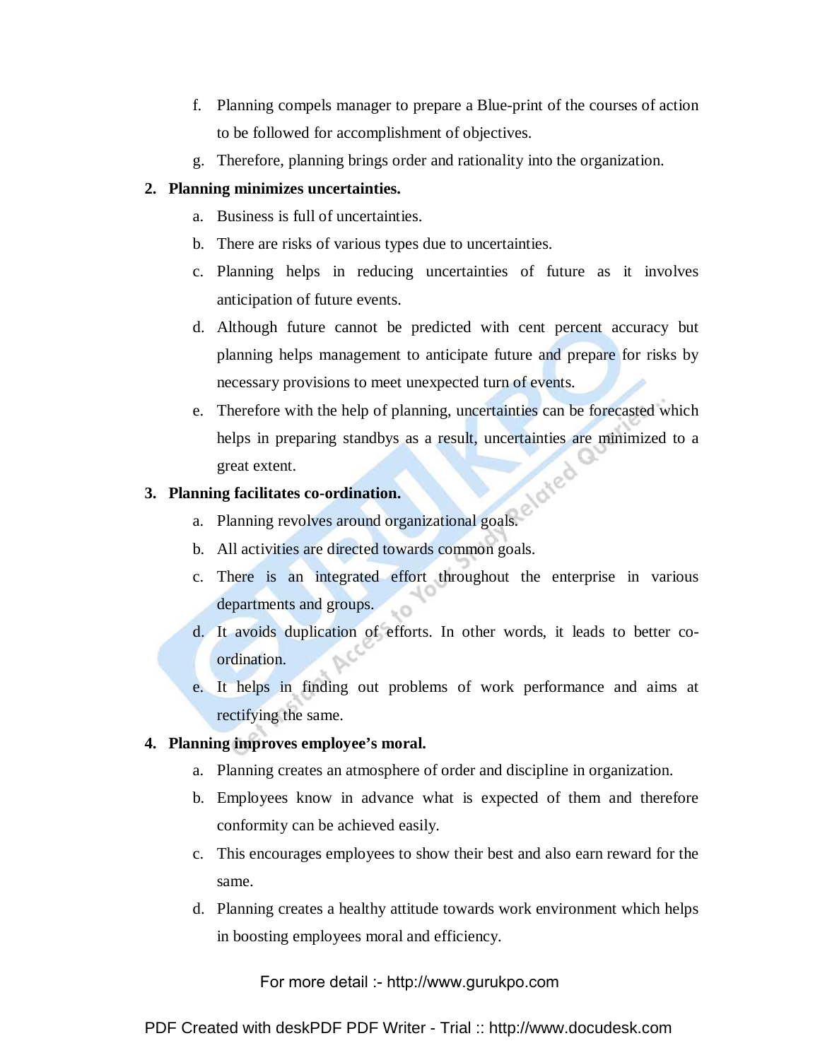f. Planning compels manager to prepare a Blue-print of the courses of action to be followed for accomplishment of objectives.

g. Therefore, planning brings order and rationality into the organization.

**2. Planning minimizes uncertainties.**

a. Business is full of uncertainties.

b. There are risks of various types due to uncertainties.

c. Planning helps in reducing uncertainties of future as it involves anticipation of future events.

d. Although future cannot be predicted with cent percent accuracy but planning helps management to anticipate future and prepare for risks by necessary provisions to meet unexpected turn of events.

e. Therefore with the help of planning, uncertainties can be forecasted which helps in preparing standbys as a result, uncertainties are minimized to a great extent.

**3. Planning facilitates co-ordination.**

a. Planning revolves around organizational goals.

b. All activities are directed towards common goals.

c. There is an integrated effort throughout the enterprise in various departments and groups.

d. It avoids duplication of efforts. In other words, it leads to better co-ordination.

e. It helps in finding out problems of work performance and aims at rectifying the same.

**4. Planning improves employee's moral.**

a. Planning creates an atmosphere of order and discipline in organization.

b. Employees know in advance what is expected of them and therefore conformity can be achieved easily.

c. This encourages employees to show their best and also earn reward for the same.

d. Planning creates a healthy attitude towards work environment which helps in boosting employees moral and efficiency.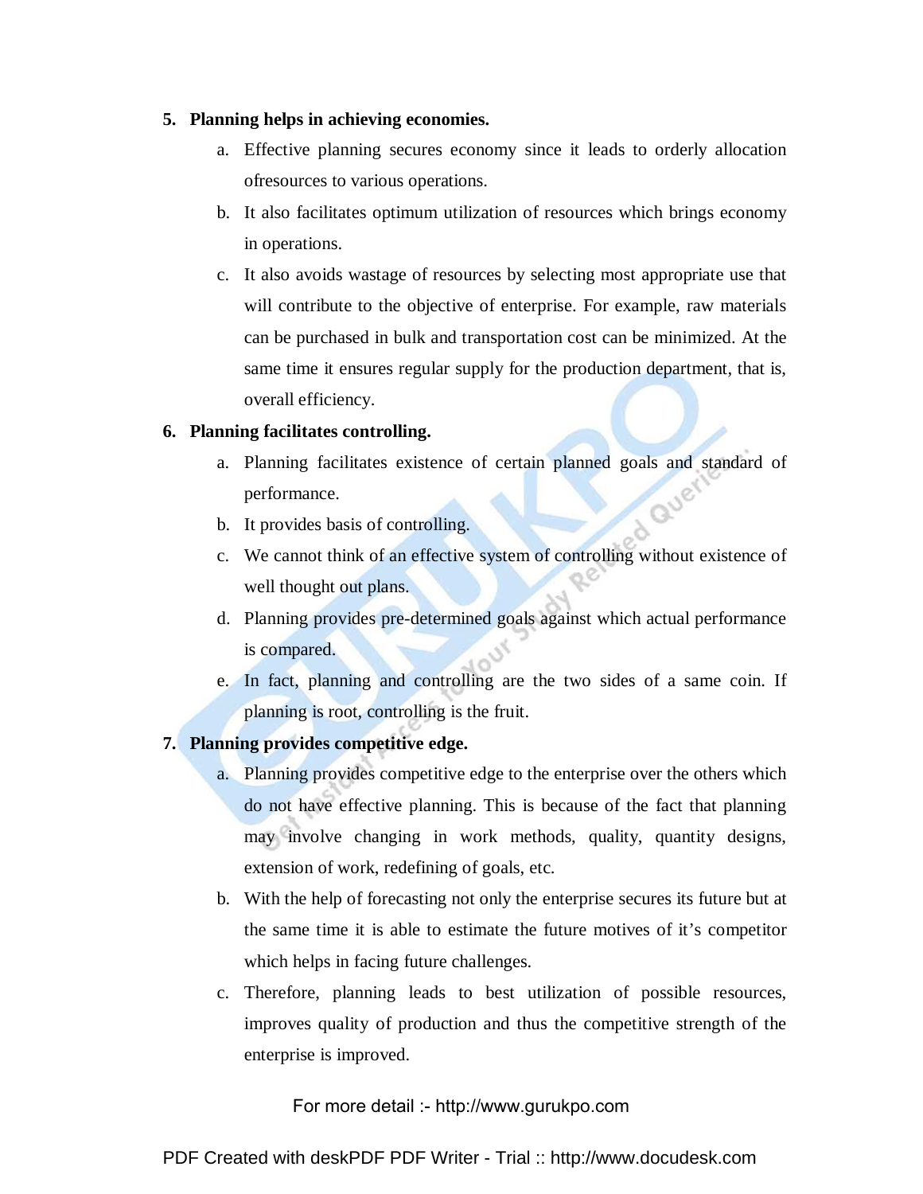5. **Planning helps in achieving economies.**
   a. Effective planning secures economy since it leads to orderly allocation ofresources to various operations.
   b. It also facilitates optimum utilization of resources which brings economy in operations.
   c. It also avoids wastage of resources by selecting most appropriate use that will contribute to the objective of enterprise. For example, raw materials can be purchased in bulk and transportation cost can be minimized. At the same time it ensures regular supply for the production department, that is, overall efficiency.

6. **Planning facilitates controlling.**
   a. Planning facilitates existence of certain planned goals and standard of performance.
   b. It provides basis of controlling.
   c. We cannot think of an effective system of controlling without existence of well thought out plans.
   d. Planning provides pre-determined goals against which actual performance is compared.
   e. In fact, planning and controlling are the two sides of a same coin. If planning is root, controlling is the fruit.

7. **Planning provides competitive edge.**
   a. Planning provides competitive edge to the enterprise over the others which do not have effective planning. This is because of the fact that planning may involve changing in work methods, quality, quantity designs, extension of work, redefining of goals, etc.
   b. With the help of forecasting not only the enterprise secures its future but at the same time it is able to estimate the future motives of it's competitor which helps in facing future challenges.
   c. Therefore, planning leads to best utilization of possible resources, improves quality of production and thus the competitive strength of the enterprise is improved.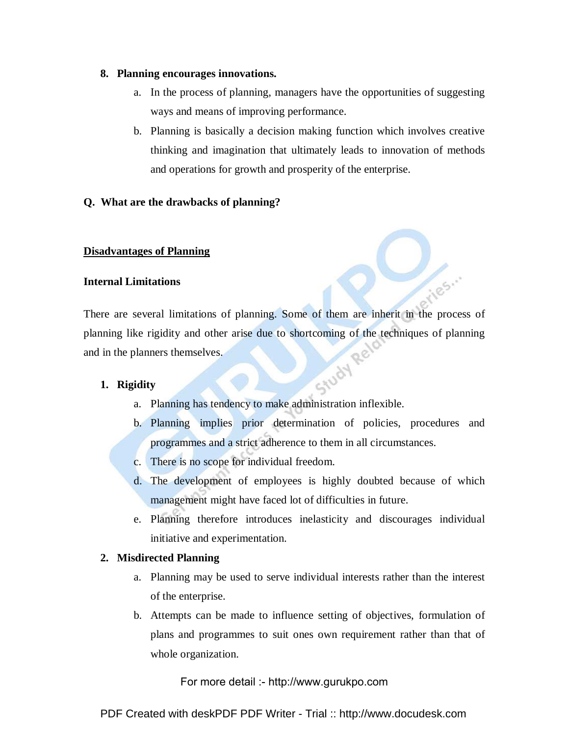8. **Planning encourages innovations.**
    a. In the process of planning, managers have the opportunities of suggesting ways and means of improving performance.
    b. Planning is basically a decision making function which involves creative thinking and imagination that ultimately leads to innovation of methods and operations for growth and prosperity of the enterprise.

**Q. What are the drawbacks of planning?**

<u>**Disadvantages of Planning**</u>

**Internal Limitations**

There are several limitations of planning. Some of them are inherit in the process of planning like rigidity and other arise due to shortcoming of the techniques of planning and in the planners themselves.

1. **Rigidity**
    a. Planning has tendency to make administration inflexible.
    b. Planning implies prior determination of policies, procedures and programmes and a strict adherence to them in all circumstances.
    c. There is no scope for individual freedom.
    d. The development of employees is highly doubted because of which management might have faced lot of difficulties in future.
    e. Planning therefore introduces inelasticity and discourages individual initiative and experimentation.
2. **Misdirected Planning**
    a. Planning may be used to serve individual interests rather than the interest of the enterprise.
    b. Attempts can be made to influence setting of objectives, formulation of plans and programmes to suit ones own requirement rather than that of whole organization.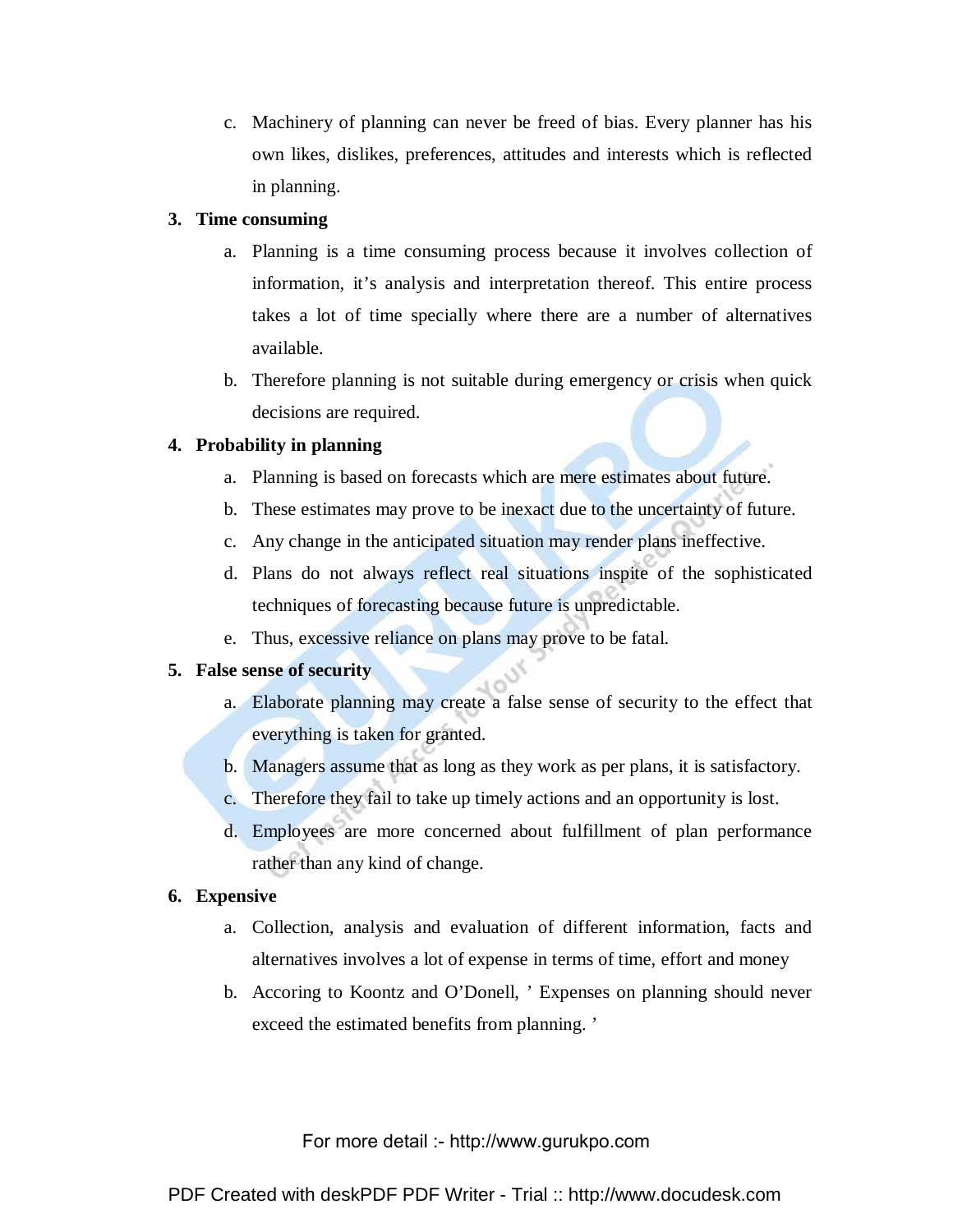c. Machinery of planning can never be freed of bias. Every planner has his own likes, dislikes, preferences, attitudes and interests which is reflected in planning.

3. **Time consuming**
   a. Planning is a time consuming process because it involves collection of information, it's analysis and interpretation thereof. This entire process takes a lot of time specially where there are a number of alternatives available.
   b. Therefore planning is not suitable during emergency or crisis when quick decisions are required.

4. **Probability in planning**
   a. Planning is based on forecasts which are mere estimates about future.
   b. These estimates may prove to be inexact due to the uncertainty of future.
   c. Any change in the anticipated situation may render plans ineffective.
   d. Plans do not always reflect real situations inspite of the sophisticated techniques of forecasting because future is unpredictable.
   e. Thus, excessive reliance on plans may prove to be fatal.

5. **False sense of security**
   a. Elaborate planning may create a false sense of security to the effect that everything is taken for granted.
   b. Managers assume that as long as they work as per plans, it is satisfactory.
   c. Therefore they fail to take up timely actions and an opportunity is lost.
   d. Employees are more concerned about fulfillment of plan performance rather than any kind of change.

6. **Expensive**
   a. Collection, analysis and evaluation of different information, facts and alternatives involves a lot of expense in terms of time, effort and money
   b. Accoring to Koontz and O'Donell, ' Expenses on planning should never exceed the estimated benefits from planning. '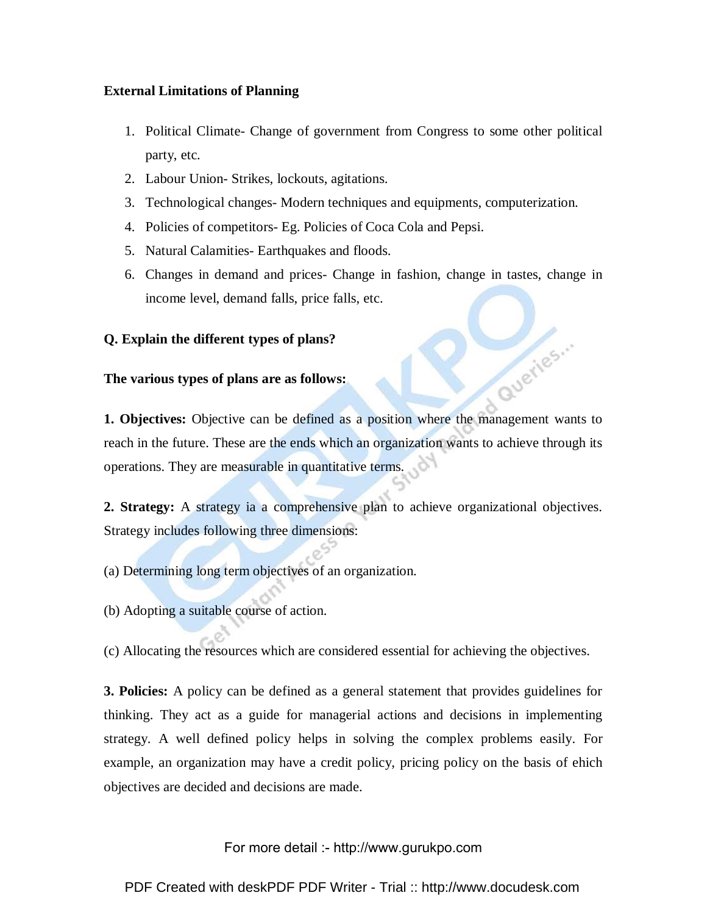**External Limitations of Planning**

1. Political Climate- Change of government from Congress to some other political party, etc.
2. Labour Union- Strikes, lockouts, agitations.
3. Technological changes- Modern techniques and equipments, computerization.
4. Policies of competitors- Eg. Policies of Coca Cola and Pepsi.
5. Natural Calamities- Earthquakes and floods.
6. Changes in demand and prices- Change in fashion, change in tastes, change in income level, demand falls, price falls, etc.

**Q. Explain the different types of plans?**

**The various types of plans are as follows:**

**1. Objectives:** Objective can be defined as a position where the management wants to reach in the future. These are the ends which an organization wants to achieve through its operations. They are measurable in quantitative terms.

**2. Strategy:** A strategy ia a comprehensive plan to achieve organizational objectives. Strategy includes following three dimensions:

(a) Determining long term objectives of an organization.

(b) Adopting a suitable course of action.

(c) Allocating the resources which are considered essential for achieving the objectives.

**3. Policies:** A policy can be defined as a general statement that provides guidelines for thinking. They act as a guide for managerial actions and decisions in implementing strategy. A well defined policy helps in solving the complex problems easily. For example, an organization may have a credit policy, pricing policy on the basis of ehich objectives are decided and decisions are made.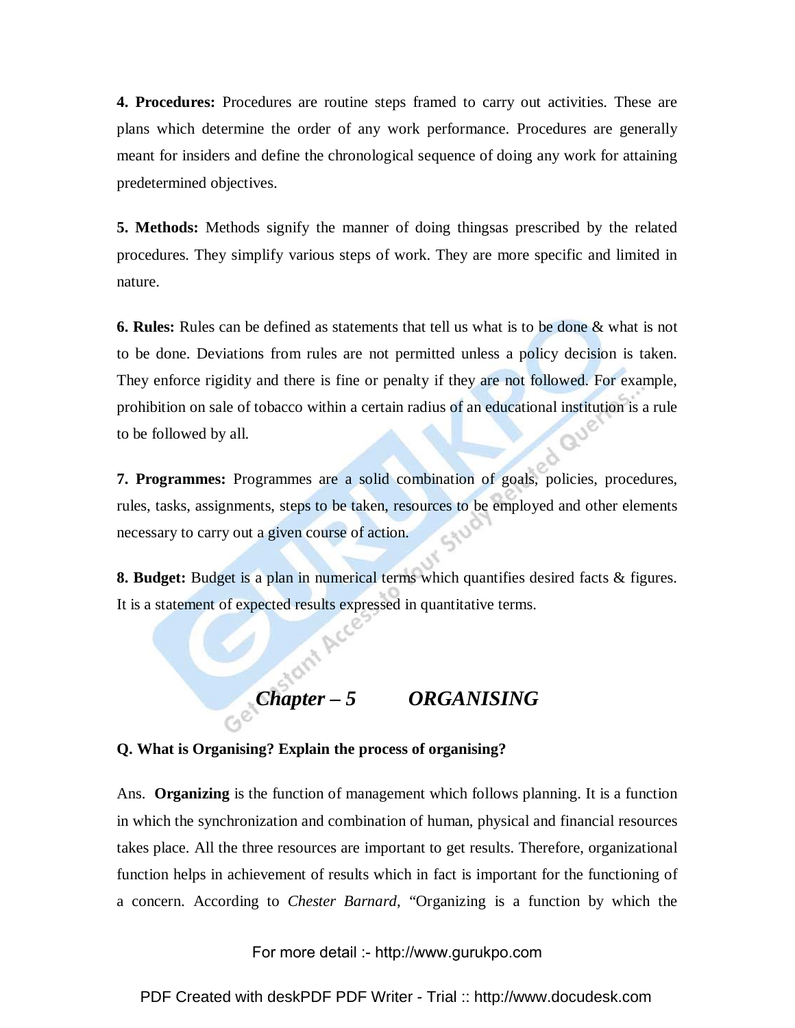**4. Procedures:** Procedures are routine steps framed to carry out activities. These are plans which determine the order of any work performance. Procedures are generally meant for insiders and define the chronological sequence of doing any work for attaining predetermined objectives.

**5. Methods:** Methods signify the manner of doing thingsas prescribed by the related procedures. They simplify various steps of work. They are more specific and limited in nature.

**6. Rules:** Rules can be defined as statements that tell us what is to be done & what is not to be done. Deviations from rules are not permitted unless a policy decision is taken. They enforce rigidity and there is fine or penalty if they are not followed. For example, prohibition on sale of tobacco within a certain radius of an educational institution is a rule to be followed by all.

**7. Programmes:** Programmes are a solid combination of goals, policies, procedures, rules, tasks, assignments, steps to be taken, resources to be employed and other elements necessary to carry out a given course of action.

**8. Budget:** Budget is a plan in numerical terms which quantifies desired facts & figures. It is a statement of expected results expressed in quantitative terms.

## *Chapter – 5 ORGANISING*

**Q. What is Organising? Explain the process of organising?**

Ans. **Organizing** is the function of management which follows planning. It is a function in which the synchronization and combination of human, physical and financial resources takes place. All the three resources are important to get results. Therefore, organizational function helps in achievement of results which in fact is important for the functioning of a concern. According to *Chester Barnard*, "Organizing is a function by which the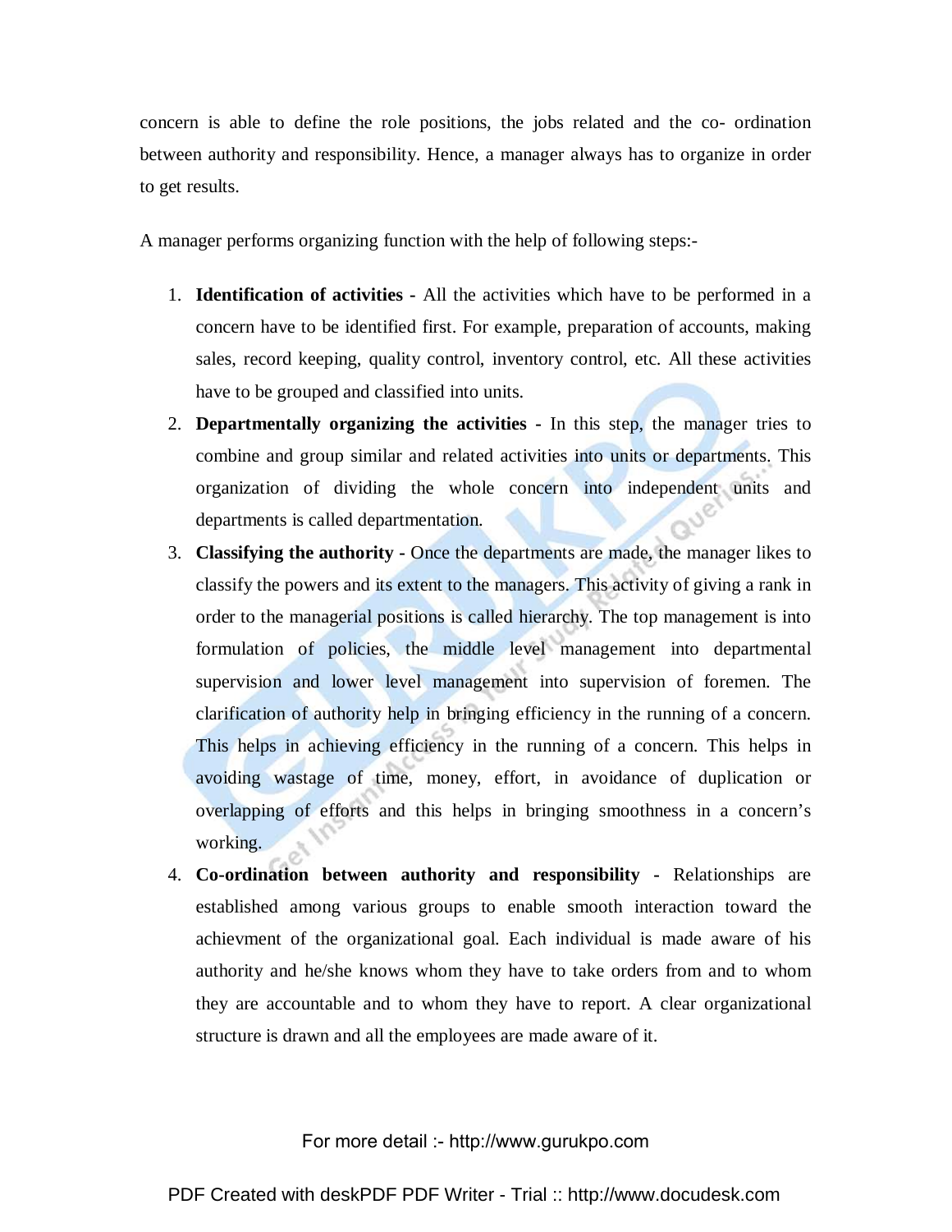concern is able to define the role positions, the jobs related and the co- ordination between authority and responsibility. Hence, a manager always has to organize in order to get results.

A manager performs organizing function with the help of following steps:-

1. **Identification of activities -** All the activities which have to be performed in a concern have to be identified first. For example, preparation of accounts, making sales, record keeping, quality control, inventory control, etc. All these activities have to be grouped and classified into units.
2. **Departmentally organizing the activities -** In this step, the manager tries to combine and group similar and related activities into units or departments. This organization of dividing the whole concern into independent units and departments is called departmentation.
3. **Classifying the authority -** Once the departments are made, the manager likes to classify the powers and its extent to the managers. This activity of giving a rank in order to the managerial positions is called hierarchy. The top management is into formulation of policies, the middle level management into departmental supervision and lower level management into supervision of foremen. The clarification of authority help in bringing efficiency in the running of a concern. This helps in achieving efficiency in the running of a concern. This helps in avoiding wastage of time, money, effort, in avoidance of duplication or overlapping of efforts and this helps in bringing smoothness in a concern's working.
4. **Co-ordination between authority and responsibility -** Relationships are established among various groups to enable smooth interaction toward the achievment of the organizational goal. Each individual is made aware of his authority and he/she knows whom they have to take orders from and to whom they are accountable and to whom they have to report. A clear organizational structure is drawn and all the employees are made aware of it.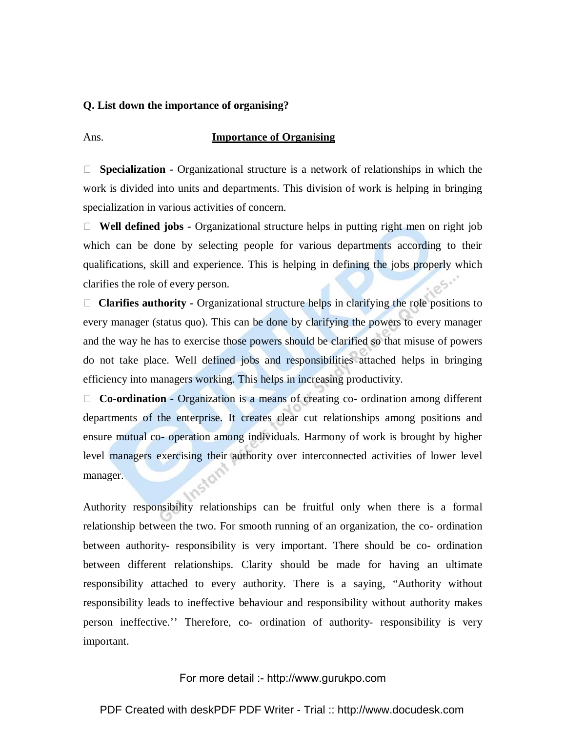**Q. List down the importance of organising?**

Ans. **Importance of Organising**

- **Specialization -** Organizational structure is a network of relationships in which the work is divided into units and departments. This division of work is helping in bringing specialization in various activities of concern.
- **Well defined jobs -** Organizational structure helps in putting right men on right job which can be done by selecting people for various departments according to their qualifications, skill and experience. This is helping in defining the jobs properly which clarifies the role of every person.
- **Clarifies authority -** Organizational structure helps in clarifying the role positions to every manager (status quo). This can be done by clarifying the powers to every manager and the way he has to exercise those powers should be clarified so that misuse of powers do not take place. Well defined jobs and responsibilities attached helps in bringing efficiency into managers working. This helps in increasing productivity.
- **Co-ordination -** Organization is a means of creating co- ordination among different departments of the enterprise. It creates clear cut relationships among positions and ensure mutual co- operation among individuals. Harmony of work is brought by higher level managers exercising their authority over interconnected activities of lower level manager.

Authority responsibility relationships can be fruitful only when there is a formal relationship between the two. For smooth running of an organization, the co- ordination between authority- responsibility is very important. There should be co- ordination between different relationships. Clarity should be made for having an ultimate responsibility attached to every authority. There is a saying, "Authority without responsibility leads to ineffective behaviour and responsibility without authority makes person ineffective.'' Therefore, co- ordination of authority- responsibility is very important.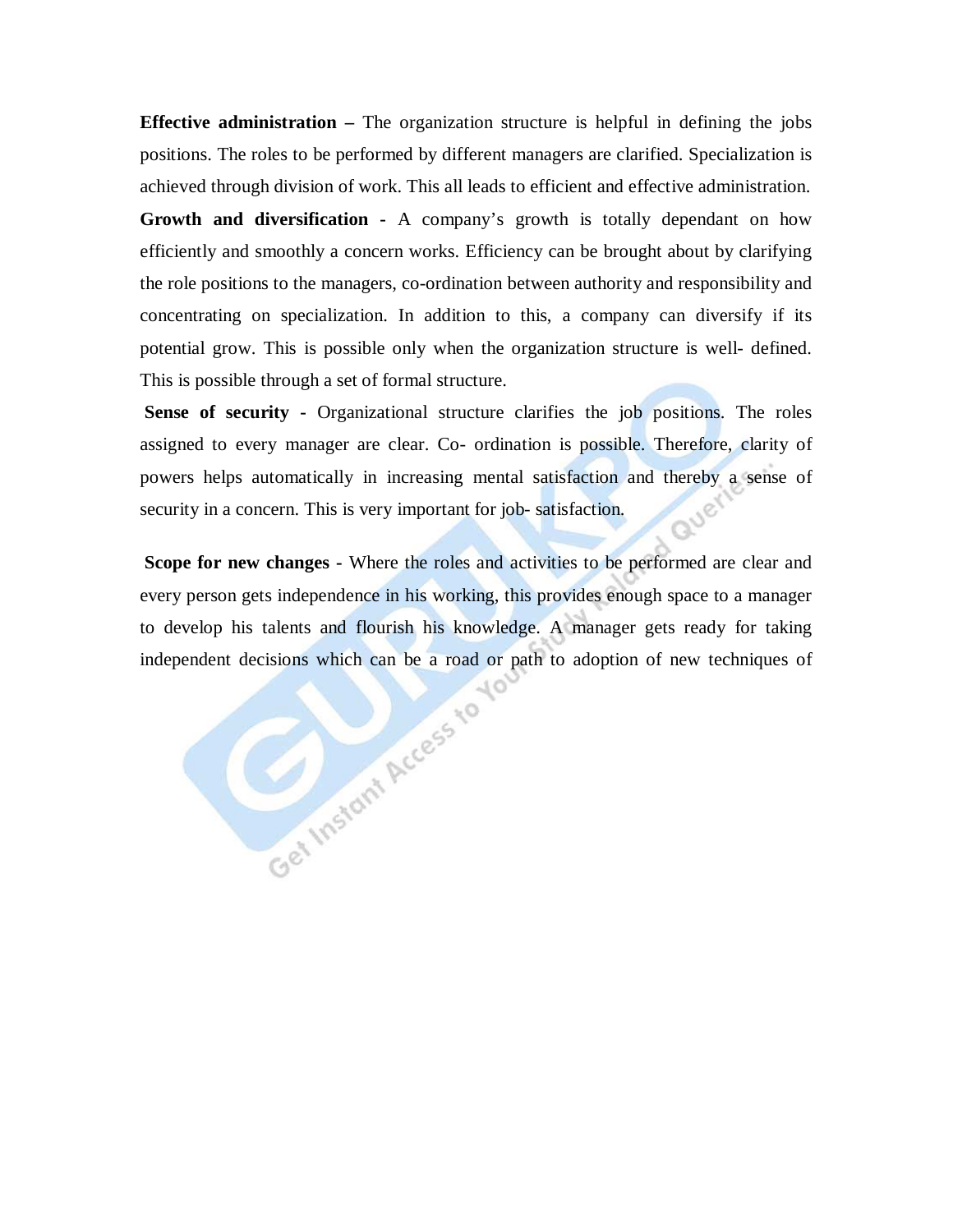**Effective administration –** The organization structure is helpful in defining the jobs positions. The roles to be performed by different managers are clarified. Specialization is achieved through division of work. This all leads to efficient and effective administration.

**Growth and diversification -** A company's growth is totally dependant on how efficiently and smoothly a concern works. Efficiency can be brought about by clarifying the role positions to the managers, co-ordination between authority and responsibility and concentrating on specialization. In addition to this, a company can diversify if its potential grow. This is possible only when the organization structure is well- defined. This is possible through a set of formal structure.

**Sense of security -** Organizational structure clarifies the job positions. The roles assigned to every manager are clear. Co- ordination is possible. Therefore, clarity of powers helps automatically in increasing mental satisfaction and thereby a sense of security in a concern. This is very important for job- satisfaction.

**Scope for new changes -** Where the roles and activities to be performed are clear and every person gets independence in his working, this provides enough space to a manager to develop his talents and flourish his knowledge. A manager gets ready for taking independent decisions which can be a road or path to adoption of new techniques of